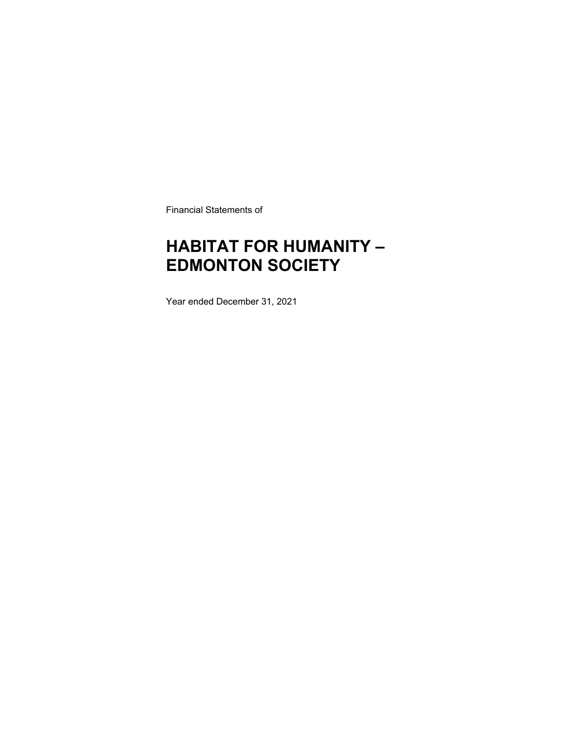Financial Statements of

# HABITAT FOR HUMANITY – EDMONTON SOCIETY

Year ended December 31, 2021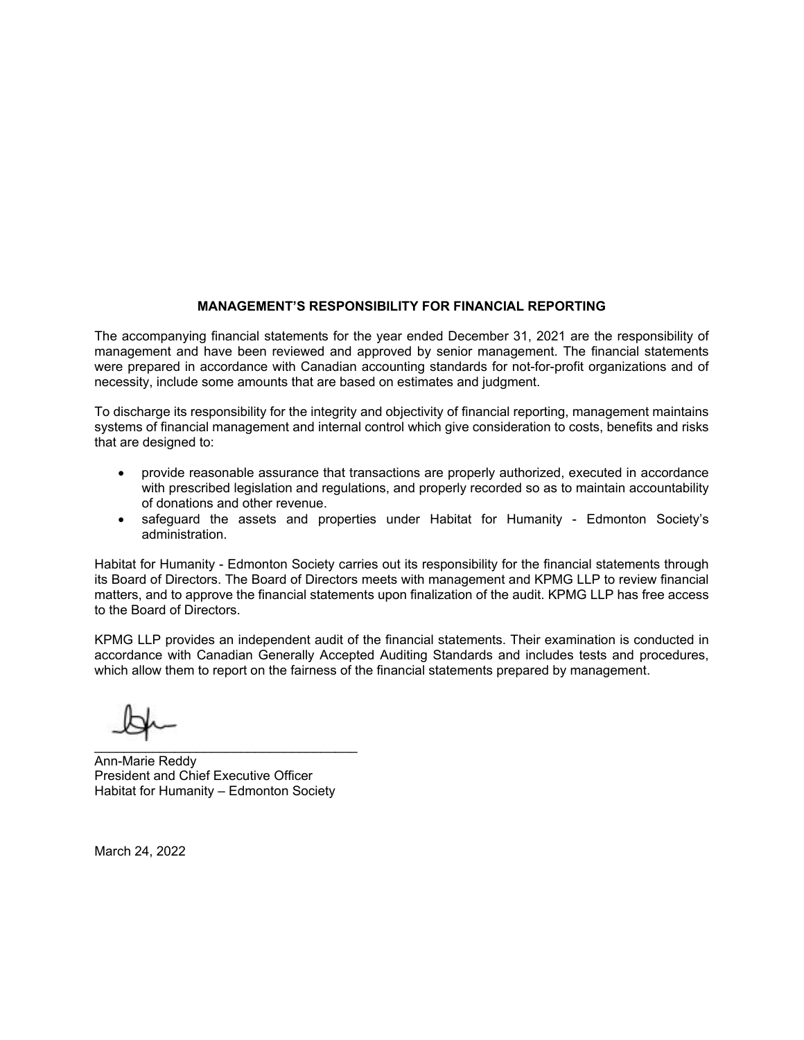## MANAGEMENT'S RESPONSIBILITY FOR FINANCIAL REPORTING

The accompanying financial statements for the year ended December 31, 2021 are the responsibility of management and have been reviewed and approved by senior management. The financial statements were prepared in accordance with Canadian accounting standards for not-for-profit organizations and of necessity, include some amounts that are based on estimates and judgment.

To discharge its responsibility for the integrity and objectivity of financial reporting, management maintains systems of financial management and internal control which give consideration to costs, benefits and risks that are designed to:

- provide reasonable assurance that transactions are properly authorized, executed in accordance with prescribed legislation and regulations, and properly recorded so as to maintain accountability of donations and other revenue.
- safeguard the assets and properties under Habitat for Humanity - Edmonton Society's administration.

Habitat for Humanity - Edmonton Society carries out its responsibility for the financial statements through its Board of Directors. The Board of Directors meets with management and KPMG LLP to review financial matters, and to approve the financial statements upon finalization of the audit. KPMG LLP has free access to the Board of Directors.

KPMG LLP provides an independent audit of the financial statements. Their examination is conducted in accordance with Canadian Generally Accepted Auditing Standards and includes tests and procedures, which allow them to report on the fairness of the financial statements prepared by management.

Ann-Marie Reddy
President and Chief Executive Officer
Habitat for Humanity – Edmonton Society

March 24, 2022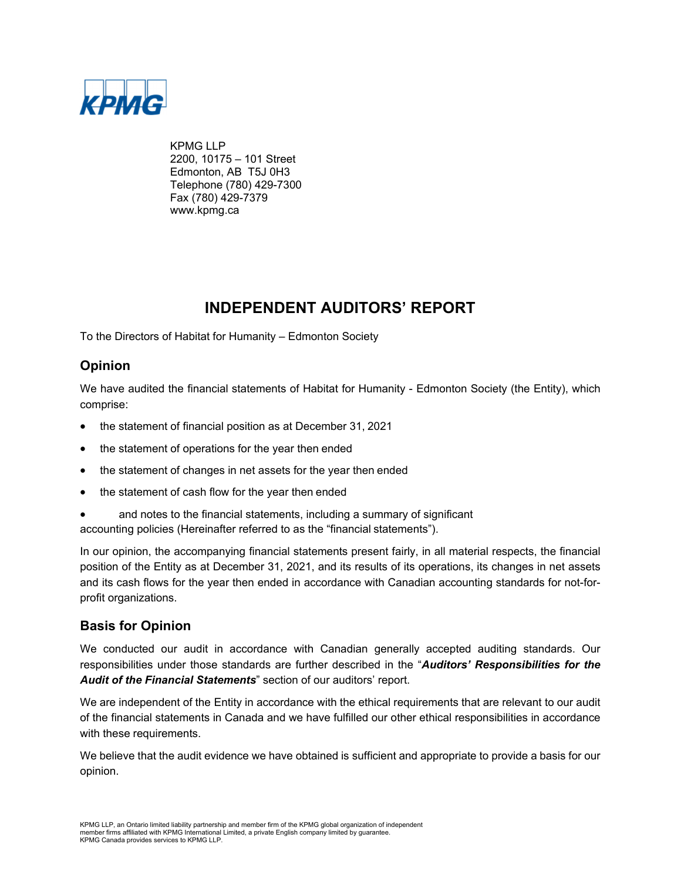KPMG

KPMG LLP
2200, 10175 – 101 Street
Edmonton, AB T5J 0H3
Telephone (780) 429-7300
Fax (780) 429-7379
www.kpmg.ca

# INDEPENDENT AUDITORS' REPORT

To the Directors of Habitat for Humanity – Edmonton Society

## Opinion

We have audited the financial statements of Habitat for Humanity - Edmonton Society (the Entity), which comprise:

- the statement of financial position as at December 31, 2021
- the statement of operations for the year then ended
- the statement of changes in net assets for the year then ended
- the statement of cash flow for the year then ended
- and notes to the financial statements, including a summary of significant accounting policies (Hereinafter referred to as the "financial statements").

In our opinion, the accompanying financial statements present fairly, in all material respects, the financial position of the Entity as at December 31, 2021, and its results of its operations, its changes in net assets and its cash flows for the year then ended in accordance with Canadian accounting standards for not-for-profit organizations.

## Basis for Opinion

We conducted our audit in accordance with Canadian generally accepted auditing standards. Our responsibilities under those standards are further described in the "***Auditors' Responsibilities for the Audit of the Financial Statements***" section of our auditors' report.

We are independent of the Entity in accordance with the ethical requirements that are relevant to our audit of the financial statements in Canada and we have fulfilled our other ethical responsibilities in accordance with these requirements.

We believe that the audit evidence we have obtained is sufficient and appropriate to provide a basis for our opinion.

KPMG LLP, an Ontario limited liability partnership and member firm of the KPMG global organization of independent member firms affiliated with KPMG International Limited, a private English company limited by guarantee. KPMG Canada provides services to KPMG LLP.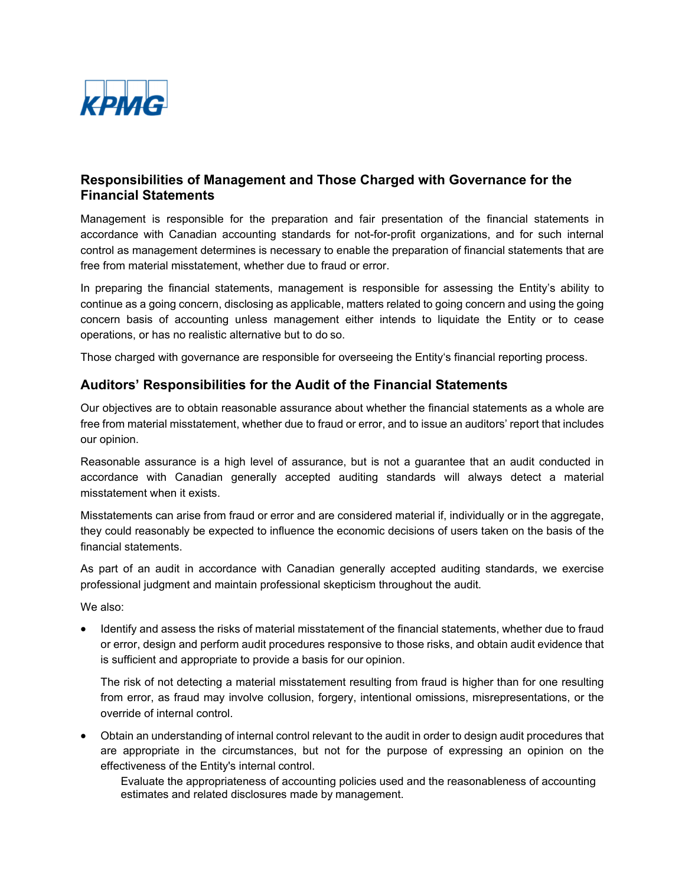## Responsibilities of Management and Those Charged with Governance for the Financial Statements

Management is responsible for the preparation and fair presentation of the financial statements in accordance with Canadian accounting standards for not-for-profit organizations, and for such internal control as management determines is necessary to enable the preparation of financial statements that are free from material misstatement, whether due to fraud or error.

In preparing the financial statements, management is responsible for assessing the Entity's ability to continue as a going concern, disclosing as applicable, matters related to going concern and using the going concern basis of accounting unless management either intends to liquidate the Entity or to cease operations, or has no realistic alternative but to do so.

Those charged with governance are responsible for overseeing the Entity's financial reporting process.

## Auditors' Responsibilities for the Audit of the Financial Statements

Our objectives are to obtain reasonable assurance about whether the financial statements as a whole are free from material misstatement, whether due to fraud or error, and to issue an auditors' report that includes our opinion.

Reasonable assurance is a high level of assurance, but is not a guarantee that an audit conducted in accordance with Canadian generally accepted auditing standards will always detect a material misstatement when it exists.

Misstatements can arise from fraud or error and are considered material if, individually or in the aggregate, they could reasonably be expected to influence the economic decisions of users taken on the basis of the financial statements.

As part of an audit in accordance with Canadian generally accepted auditing standards, we exercise professional judgment and maintain professional skepticism throughout the audit.

We also:

- Identify and assess the risks of material misstatement of the financial statements, whether due to fraud or error, design and perform audit procedures responsive to those risks, and obtain audit evidence that is sufficient and appropriate to provide a basis for our opinion.

  The risk of not detecting a material misstatement resulting from fraud is higher than for one resulting from error, as fraud may involve collusion, forgery, intentional omissions, misrepresentations, or the override of internal control.

- Obtain an understanding of internal control relevant to the audit in order to design audit procedures that are appropriate in the circumstances, but not for the purpose of expressing an opinion on the effectiveness of the Entity's internal control.

  Evaluate the appropriateness of accounting policies used and the reasonableness of accounting estimates and related disclosures made by management.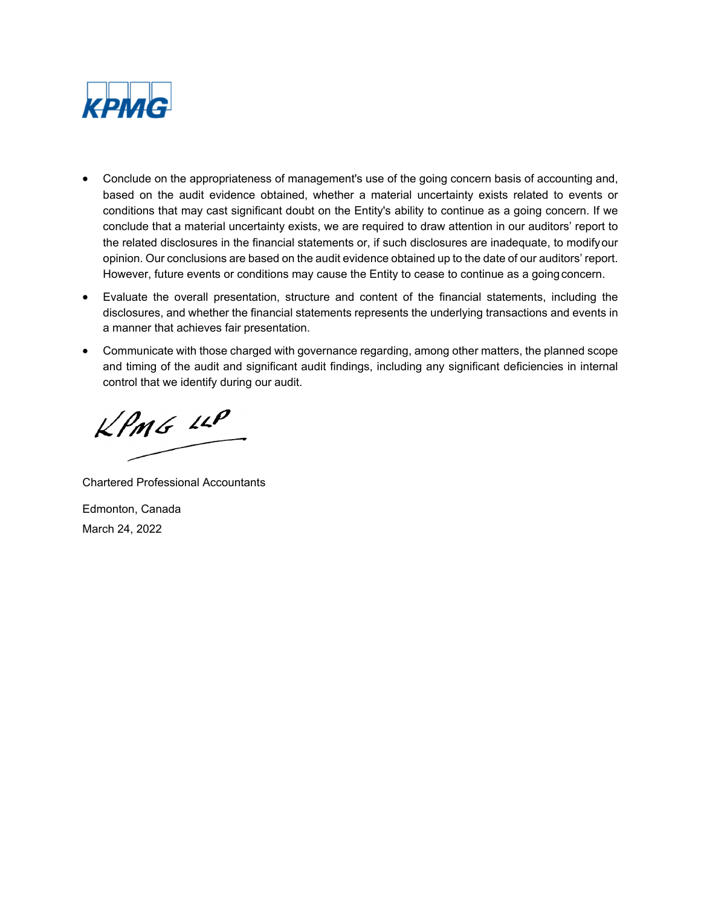- Conclude on the appropriateness of management's use of the going concern basis of accounting and, based on the audit evidence obtained, whether a material uncertainty exists related to events or conditions that may cast significant doubt on the Entity's ability to continue as a going concern. If we conclude that a material uncertainty exists, we are required to draw attention in our auditors' report to the related disclosures in the financial statements or, if such disclosures are inadequate, to modify our opinion. Our conclusions are based on the audit evidence obtained up to the date of our auditors' report. However, future events or conditions may cause the Entity to cease to continue as a going concern.
- Evaluate the overall presentation, structure and content of the financial statements, including the disclosures, and whether the financial statements represents the underlying transactions and events in a manner that achieves fair presentation.
- Communicate with those charged with governance regarding, among other matters, the planned scope and timing of the audit and significant audit findings, including any significant deficiencies in internal control that we identify during our audit.

KPMG LLP

Chartered Professional Accountants

Edmonton, Canada

March 24, 2022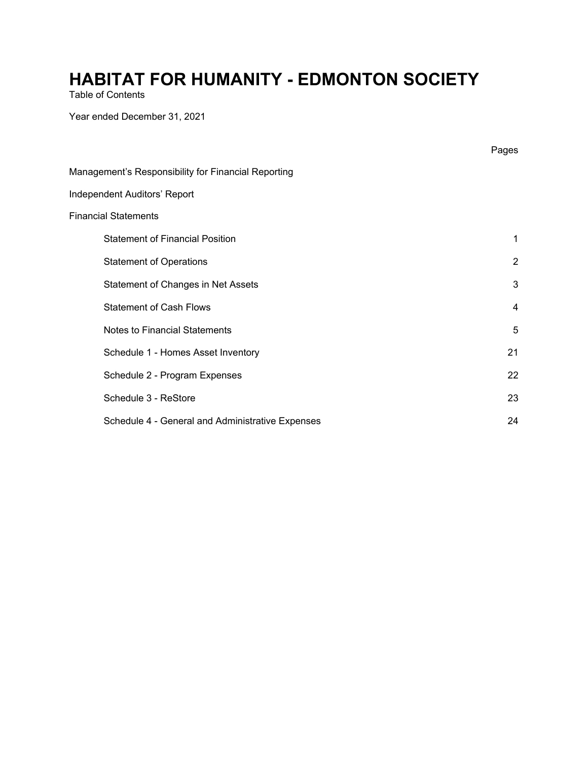# HABITAT FOR HUMANITY - EDMONTON SOCIETY

Table of Contents

Year ended December 31, 2021

| | Pages |
|---|---|
| Management's Responsibility for Financial Reporting | |
| Independent Auditors' Report | |
| Financial Statements | |
| Statement of Financial Position | 1 |
| Statement of Operations | 2 |
| Statement of Changes in Net Assets | 3 |
| Statement of Cash Flows | 4 |
| Notes to Financial Statements | 5 |
| Schedule 1 - Homes Asset Inventory | 21 |
| Schedule 2 - Program Expenses | 22 |
| Schedule 3 - ReStore | 23 |
| Schedule 4 - General and Administrative Expenses | 24 |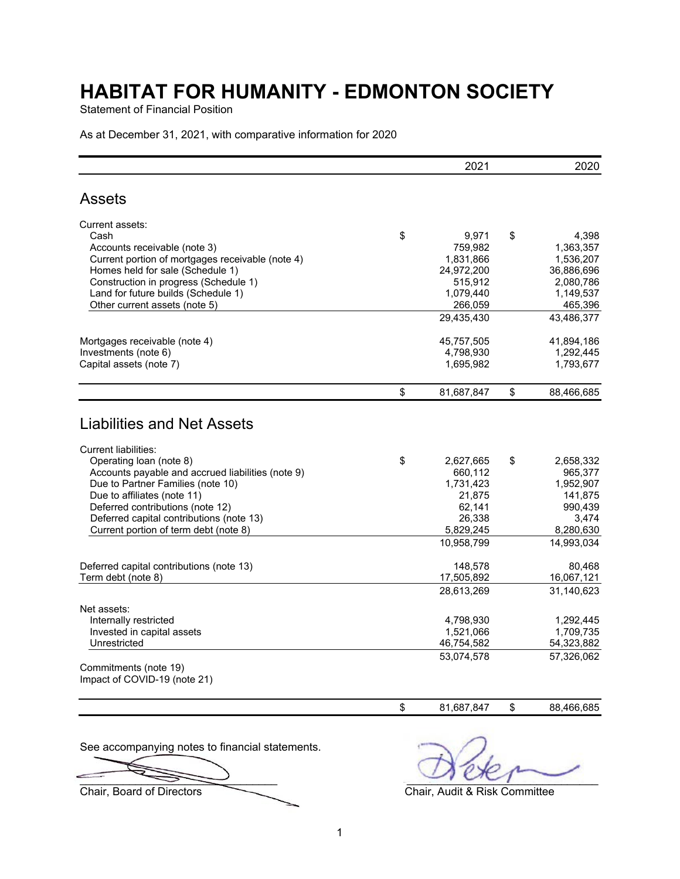# HABITAT FOR HUMANITY - EDMONTON SOCIETY

Statement of Financial Position

As at December 31, 2021, with comparative information for 2020

| | 2021 | 2020 |
|---|---|---|
| **Assets** | | |
| Current assets: | | |
| Cash | $ 9,971 | $ 4,398 |
| Accounts receivable (note 3) | 759,982 | 1,363,357 |
| Current portion of mortgages receivable (note 4) | 1,831,866 | 1,536,207 |
| Homes held for sale (Schedule 1) | 24,972,200 | 36,886,696 |
| Construction in progress (Schedule 1) | 515,912 | 2,080,786 |
| Land for future builds (Schedule 1) | 1,079,440 | 1,149,537 |
| Other current assets (note 5) | 266,059 | 465,396 |
| | 29,435,430 | 43,486,377 |
| Mortgages receivable (note 4) | 45,757,505 | 41,894,186 |
| Investments (note 6) | 4,798,930 | 1,292,445 |
| Capital assets (note 7) | 1,695,982 | 1,793,677 |
| | $ 81,687,847 | $ 88,466,685 |
| **Liabilities and Net Assets** | | |
| Current liabilities: | | |
| Operating loan (note 8) | $ 2,627,665 | $ 2,658,332 |
| Accounts payable and accrued liabilities (note 9) | 660,112 | 965,377 |
| Due to Partner Families (note 10) | 1,731,423 | 1,952,907 |
| Due to affiliates (note 11) | 21,875 | 141,875 |
| Deferred contributions (note 12) | 62,141 | 990,439 |
| Deferred capital contributions (note 13) | 26,338 | 3,474 |
| Current portion of term debt (note 8) | 5,829,245 | 8,280,630 |
| | 10,958,799 | 14,993,034 |
| Deferred capital contributions (note 13) | 148,578 | 80,468 |
| Term debt (note 8) | 17,505,892 | 16,067,121 |
| | 28,613,269 | 31,140,623 |
| Net assets: | | |
| Internally restricted | 4,798,930 | 1,292,445 |
| Invested in capital assets | 1,521,066 | 1,709,735 |
| Unrestricted | 46,754,582 | 54,323,882 |
| | 53,074,578 | 57,326,062 |
| Commitments (note 19) | | |
| Impact of COVID-19 (note 21) | | |
| | $ 81,687,847 | $ 88,466,685 |

See accompanying notes to financial statements.

Chair, Board of Directors

Chair, Audit & Risk Committee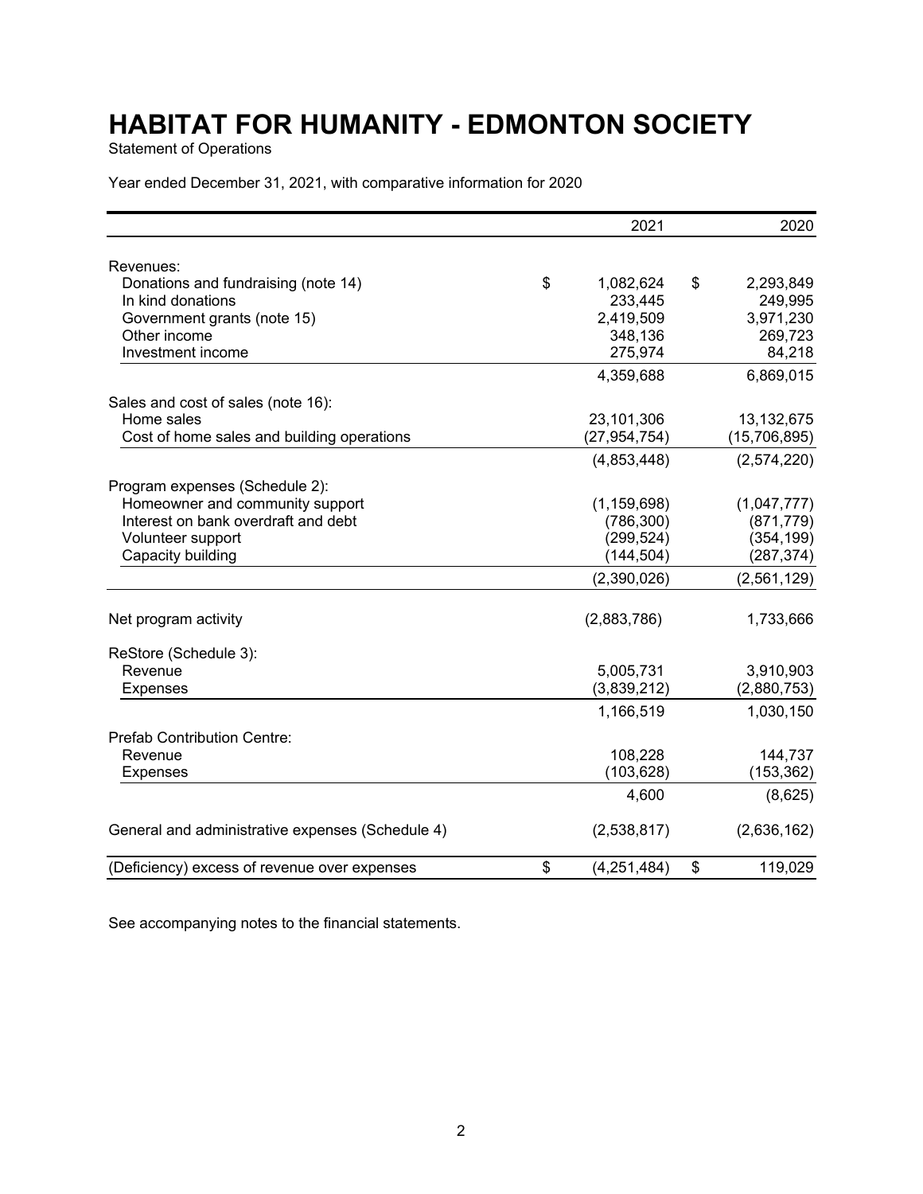# HABITAT FOR HUMANITY - EDMONTON SOCIETY

Statement of Operations

Year ended December 31, 2021, with comparative information for 2020

| | 2021 | 2020 |
|---|---|---|
| Revenues: | | |
| Donations and fundraising (note 14) | $ 1,082,624 | $ 2,293,849 |
| In kind donations | 233,445 | 249,995 |
| Government grants (note 15) | 2,419,509 | 3,971,230 |
| Other income | 348,136 | 269,723 |
| Investment income | 275,974 | 84,218 |
| | 4,359,688 | 6,869,015 |
| Sales and cost of sales (note 16): | | |
| Home sales | 23,101,306 | 13,132,675 |
| Cost of home sales and building operations | (27,954,754) | (15,706,895) |
| | (4,853,448) | (2,574,220) |
| Program expenses (Schedule 2): | | |
| Homeowner and community support | (1,159,698) | (1,047,777) |
| Interest on bank overdraft and debt | (786,300) | (871,779) |
| Volunteer support | (299,524) | (354,199) |
| Capacity building | (144,504) | (287,374) |
| | (2,390,026) | (2,561,129) |
| Net program activity | (2,883,786) | 1,733,666 |
| ReStore (Schedule 3): | | |
| Revenue | 5,005,731 | 3,910,903 |
| Expenses | (3,839,212) | (2,880,753) |
| | 1,166,519 | 1,030,150 |
| Prefab Contribution Centre: | | |
| Revenue | 108,228 | 144,737 |
| Expenses | (103,628) | (153,362) |
| | 4,600 | (8,625) |
| General and administrative expenses (Schedule 4) | (2,538,817) | (2,636,162) |
| (Deficiency) excess of revenue over expenses | $ (4,251,484) | $ 119,029 |

See accompanying notes to the financial statements.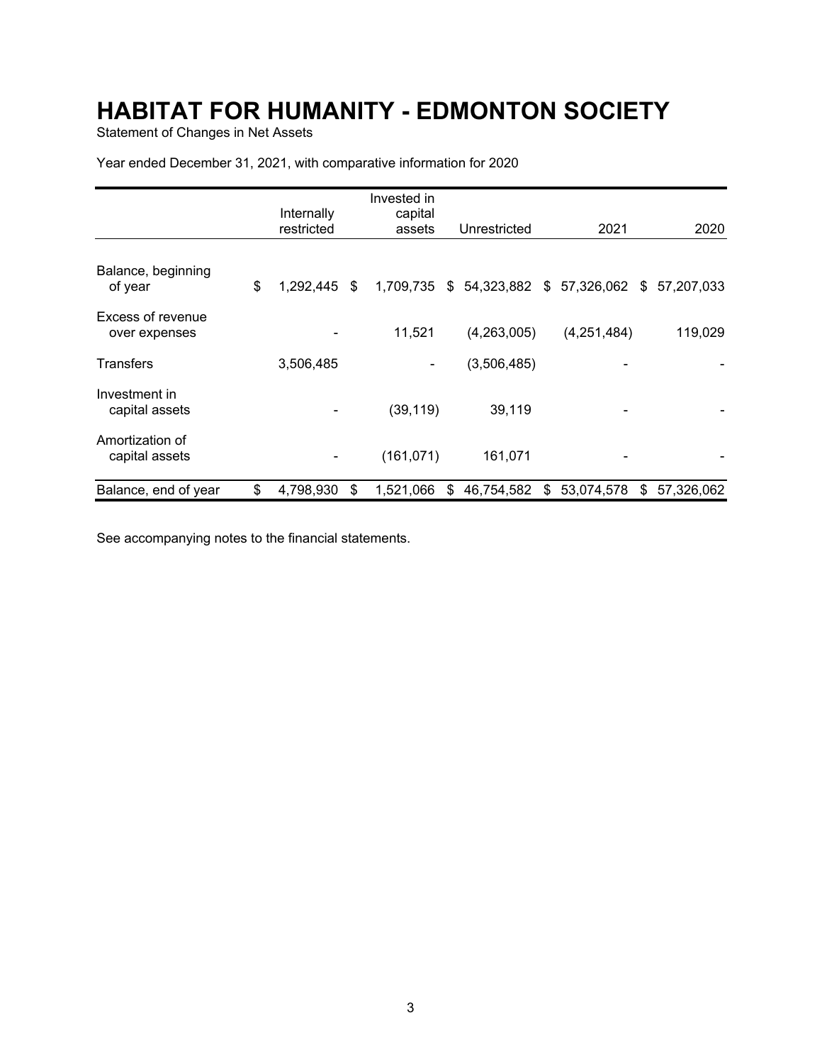# HABITAT FOR HUMANITY - EDMONTON SOCIETY

Statement of Changes in Net Assets

Year ended December 31, 2021, with comparative information for 2020

| | Internally restricted | Invested in capital assets | Unrestricted | 2021 | 2020 |
|---|---|---|---|---|---|
| Balance, beginning of year | $ 1,292,445 | $ 1,709,735 | $ 54,323,882 | $ 57,326,062 | $ 57,207,033 |
| Excess of revenue over expenses | - | 11,521 | (4,263,005) | (4,251,484) | 119,029 |
| Transfers | 3,506,485 | - | (3,506,485) | - | - |
| Investment in capital assets | - | (39,119) | 39,119 | - | - |
| Amortization of capital assets | - | (161,071) | 161,071 | - | - |
| Balance, end of year | $ 4,798,930 | $ 1,521,066 | $ 46,754,582 | $ 53,074,578 | $ 57,326,062 |

See accompanying notes to the financial statements.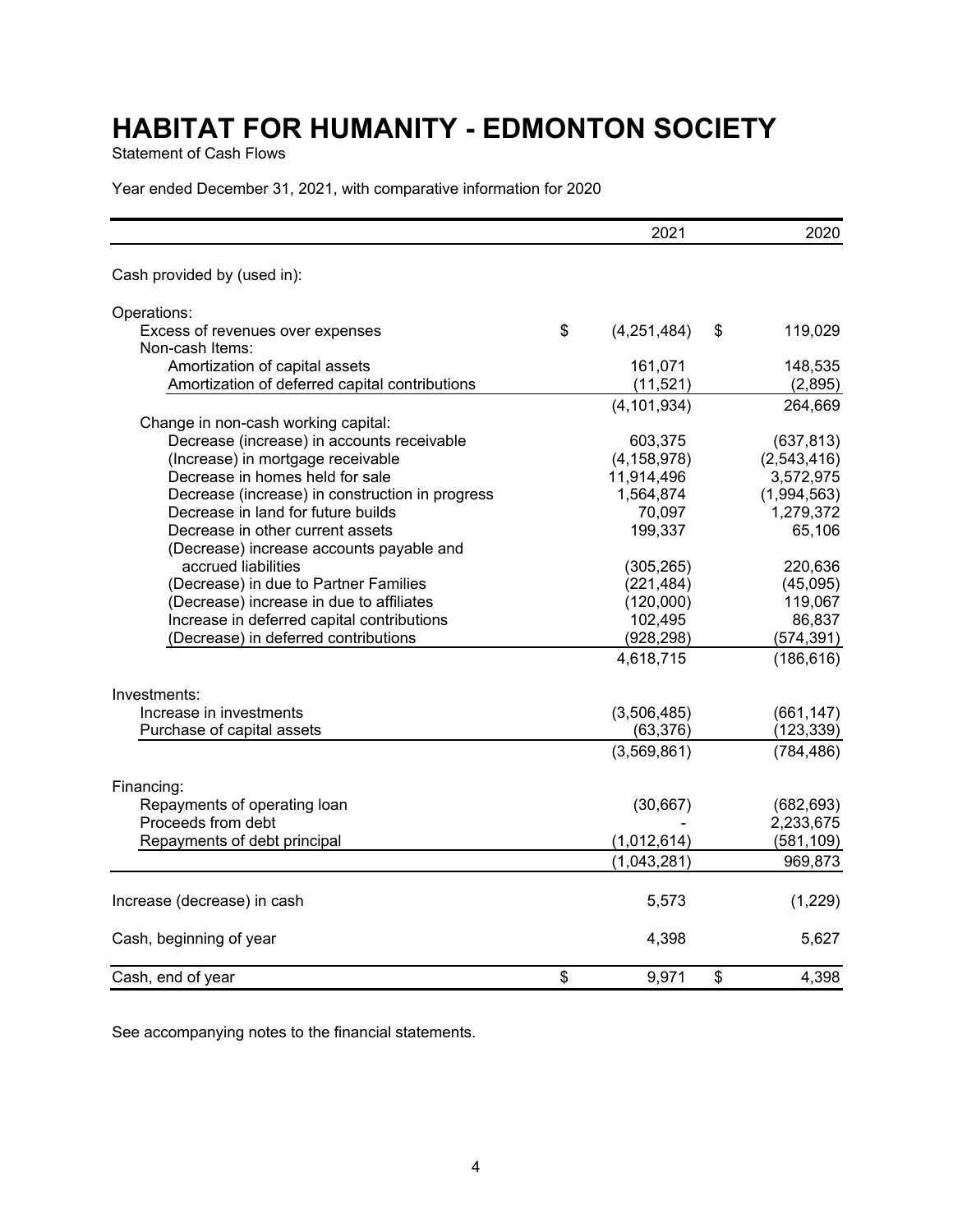# HABITAT FOR HUMANITY - EDMONTON SOCIETY

Statement of Cash Flows

Year ended December 31, 2021, with comparative information for 2020

| | 2021 | 2020 |
|---|---|---|
| Cash provided by (used in): | | |
| Operations: | | |
| Excess of revenues over expenses | $ (4,251,484) | $ 119,029 |
| Non-cash Items: | | |
| Amortization of capital assets | 161,071 | 148,535 |
| Amortization of deferred capital contributions | (11,521) | (2,895) |
| | (4,101,934) | 264,669 |
| Change in non-cash working capital: | | |
| Decrease (increase) in accounts receivable | 603,375 | (637,813) |
| (Increase) in mortgage receivable | (4,158,978) | (2,543,416) |
| Decrease in homes held for sale | 11,914,496 | 3,572,975 |
| Decrease (increase) in construction in progress | 1,564,874 | (1,994,563) |
| Decrease in land for future builds | 70,097 | 1,279,372 |
| Decrease in other current assets | 199,337 | 65,106 |
| (Decrease) increase accounts payable and accrued liabilities | (305,265) | 220,636 |
| (Decrease) in due to Partner Families | (221,484) | (45,095) |
| (Decrease) increase in due to affiliates | (120,000) | 119,067 |
| Increase in deferred capital contributions | 102,495 | 86,837 |
| (Decrease) in deferred contributions | (928,298) | (574,391) |
| | 4,618,715 | (186,616) |
| Investments: | | |
| Increase in investments | (3,506,485) | (661,147) |
| Purchase of capital assets | (63,376) | (123,339) |
| | (3,569,861) | (784,486) |
| Financing: | | |
| Repayments of operating loan | (30,667) | (682,693) |
| Proceeds from debt | - | 2,233,675 |
| Repayments of debt principal | (1,012,614) | (581,109) |
| | (1,043,281) | 969,873 |
| Increase (decrease) in cash | 5,573 | (1,229) |
| Cash, beginning of year | 4,398 | 5,627 |
| Cash, end of year | $ 9,971 | $ 4,398 |

See accompanying notes to the financial statements.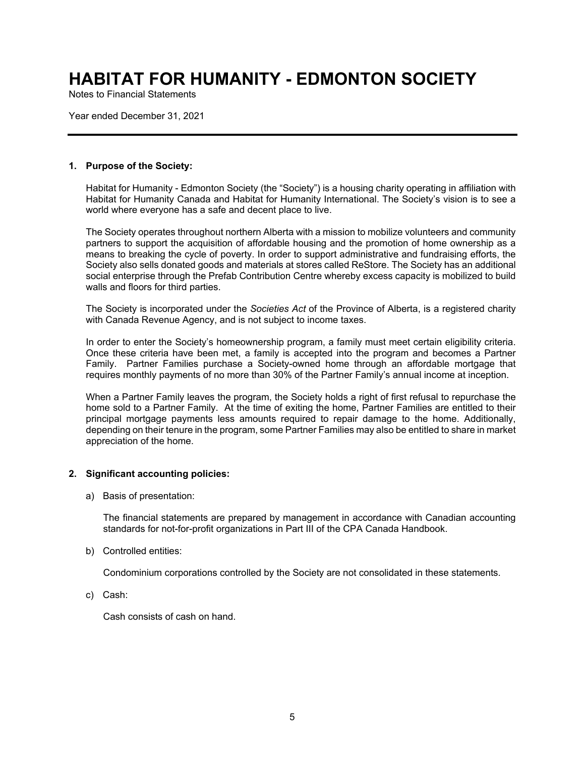# HABITAT FOR HUMANITY - EDMONTON SOCIETY

Notes to Financial Statements

Year ended December 31, 2021

---

**1. Purpose of the Society:**

Habitat for Humanity - Edmonton Society (the "Society") is a housing charity operating in affiliation with Habitat for Humanity Canada and Habitat for Humanity International. The Society's vision is to see a world where everyone has a safe and decent place to live.

The Society operates throughout northern Alberta with a mission to mobilize volunteers and community partners to support the acquisition of affordable housing and the promotion of home ownership as a means to breaking the cycle of poverty. In order to support administrative and fundraising efforts, the Society also sells donated goods and materials at stores called ReStore. The Society has an additional social enterprise through the Prefab Contribution Centre whereby excess capacity is mobilized to build walls and floors for third parties.

The Society is incorporated under the *Societies Act* of the Province of Alberta, is a registered charity with Canada Revenue Agency, and is not subject to income taxes.

In order to enter the Society's homeownership program, a family must meet certain eligibility criteria. Once these criteria have been met, a family is accepted into the program and becomes a Partner Family. Partner Families purchase a Society-owned home through an affordable mortgage that requires monthly payments of no more than 30% of the Partner Family's annual income at inception.

When a Partner Family leaves the program, the Society holds a right of first refusal to repurchase the home sold to a Partner Family. At the time of exiting the home, Partner Families are entitled to their principal mortgage payments less amounts required to repair damage to the home. Additionally, depending on their tenure in the program, some Partner Families may also be entitled to share in market appreciation of the home.

**2. Significant accounting policies:**

a) Basis of presentation:

The financial statements are prepared by management in accordance with Canadian accounting standards for not-for-profit organizations in Part III of the CPA Canada Handbook.

b) Controlled entities:

Condominium corporations controlled by the Society are not consolidated in these statements.

c) Cash:

Cash consists of cash on hand.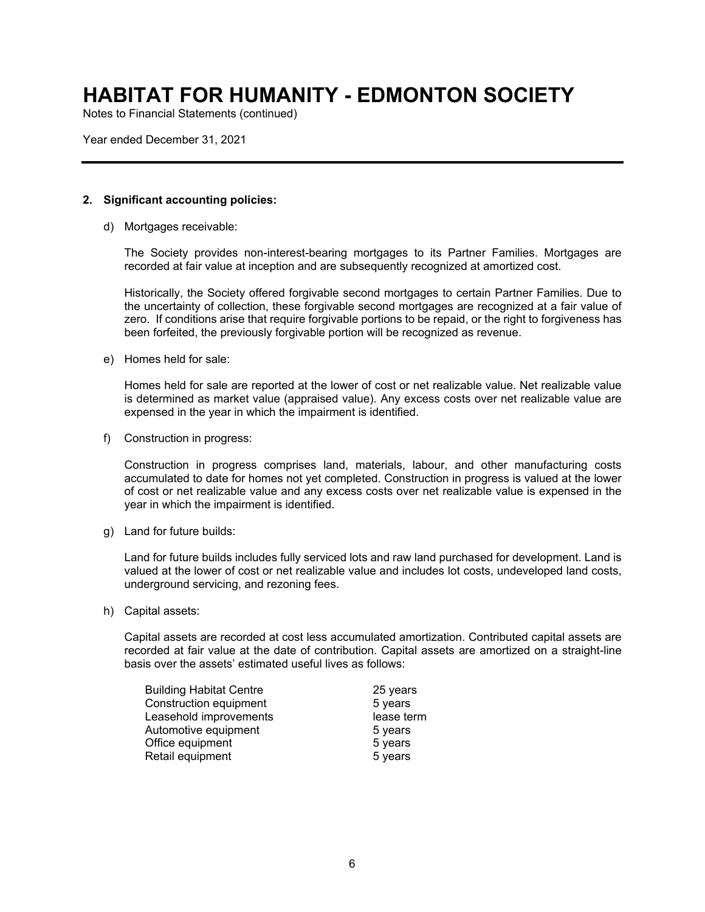# HABITAT FOR HUMANITY - EDMONTON SOCIETY

Notes to Financial Statements (continued)

Year ended December 31, 2021

## 2. Significant accounting policies:

d) Mortgages receivable:

The Society provides non-interest-bearing mortgages to its Partner Families. Mortgages are recorded at fair value at inception and are subsequently recognized at amortized cost.

Historically, the Society offered forgivable second mortgages to certain Partner Families. Due to the uncertainty of collection, these forgivable second mortgages are recognized at a fair value of zero. If conditions arise that require forgivable portions to be repaid, or the right to forgiveness has been forfeited, the previously forgivable portion will be recognized as revenue.

e) Homes held for sale:

Homes held for sale are reported at the lower of cost or net realizable value. Net realizable value is determined as market value (appraised value). Any excess costs over net realizable value are expensed in the year in which the impairment is identified.

f) Construction in progress:

Construction in progress comprises land, materials, labour, and other manufacturing costs accumulated to date for homes not yet completed. Construction in progress is valued at the lower of cost or net realizable value and any excess costs over net realizable value is expensed in the year in which the impairment is identified.

g) Land for future builds:

Land for future builds includes fully serviced lots and raw land purchased for development. Land is valued at the lower of cost or net realizable value and includes lot costs, undeveloped land costs, underground servicing, and rezoning fees.

h) Capital assets:

Capital assets are recorded at cost less accumulated amortization. Contributed capital assets are recorded at fair value at the date of contribution. Capital assets are amortized on a straight-line basis over the assets' estimated useful lives as follows:

| | |
|---|---|
| Building Habitat Centre | 25 years |
| Construction equipment | 5 years |
| Leasehold improvements | lease term |
| Automotive equipment | 5 years |
| Office equipment | 5 years |
| Retail equipment | 5 years |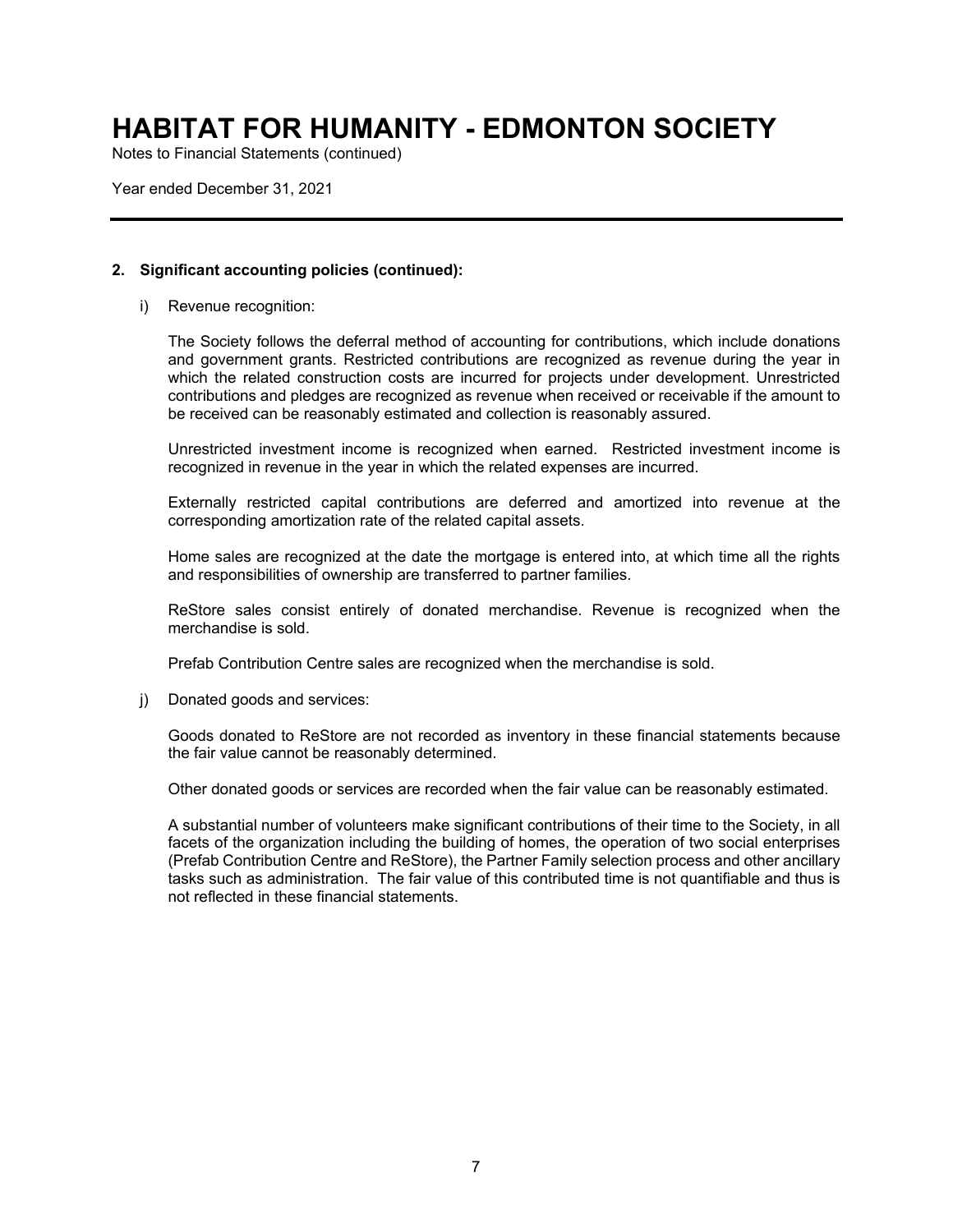# HABITAT FOR HUMANITY - EDMONTON SOCIETY

Notes to Financial Statements (continued)

Year ended December 31, 2021

---

**2. Significant accounting policies (continued):**

i) Revenue recognition:

The Society follows the deferral method of accounting for contributions, which include donations and government grants. Restricted contributions are recognized as revenue during the year in which the related construction costs are incurred for projects under development. Unrestricted contributions and pledges are recognized as revenue when received or receivable if the amount to be received can be reasonably estimated and collection is reasonably assured.

Unrestricted investment income is recognized when earned. Restricted investment income is recognized in revenue in the year in which the related expenses are incurred.

Externally restricted capital contributions are deferred and amortized into revenue at the corresponding amortization rate of the related capital assets.

Home sales are recognized at the date the mortgage is entered into, at which time all the rights and responsibilities of ownership are transferred to partner families.

ReStore sales consist entirely of donated merchandise. Revenue is recognized when the merchandise is sold.

Prefab Contribution Centre sales are recognized when the merchandise is sold.

j) Donated goods and services:

Goods donated to ReStore are not recorded as inventory in these financial statements because the fair value cannot be reasonably determined.

Other donated goods or services are recorded when the fair value can be reasonably estimated.

A substantial number of volunteers make significant contributions of their time to the Society, in all facets of the organization including the building of homes, the operation of two social enterprises (Prefab Contribution Centre and ReStore), the Partner Family selection process and other ancillary tasks such as administration. The fair value of this contributed time is not quantifiable and thus is not reflected in these financial statements.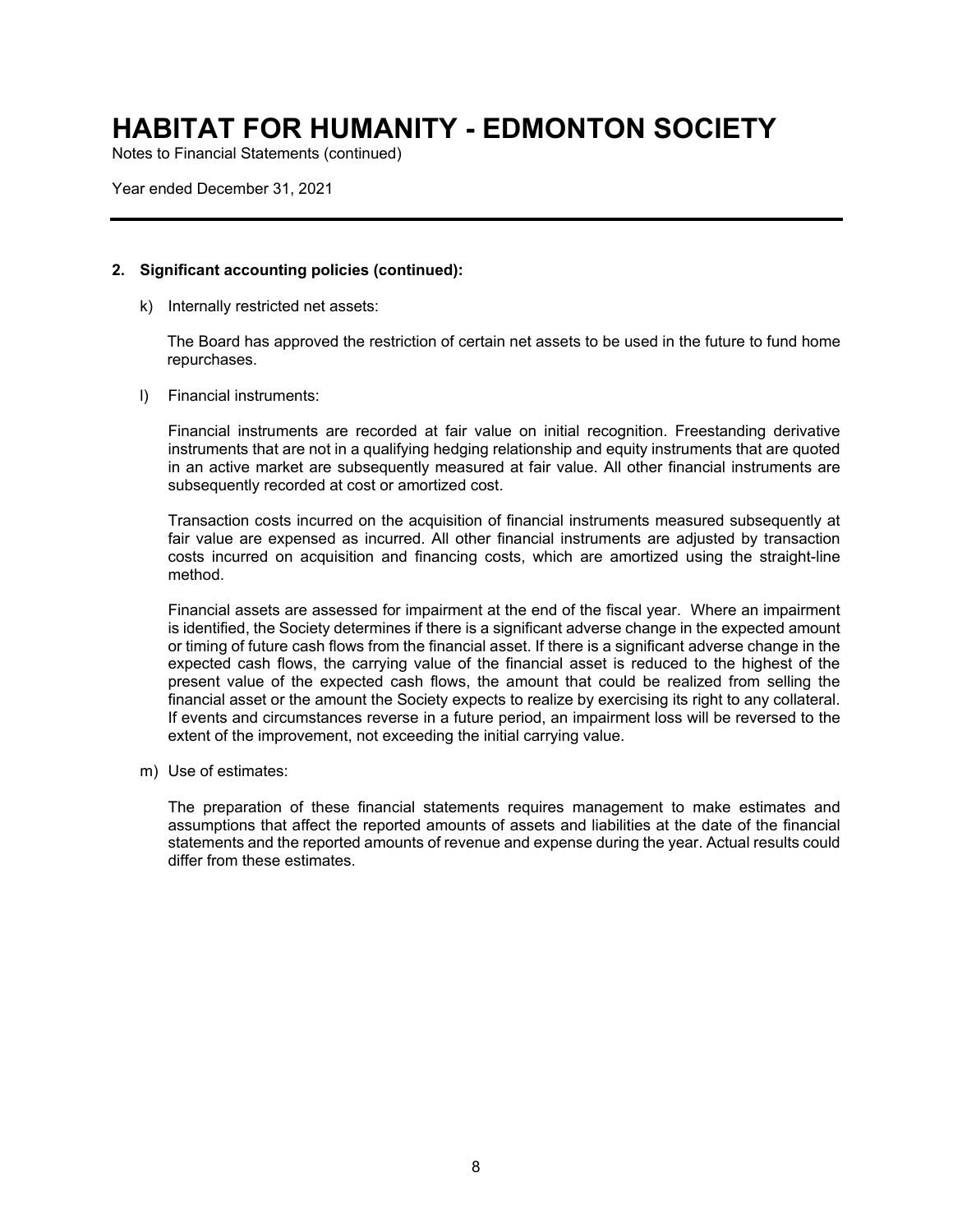# HABITAT FOR HUMANITY - EDMONTON SOCIETY

Notes to Financial Statements (continued)

Year ended December 31, 2021

---

**2. Significant accounting policies (continued):**

k) Internally restricted net assets:

The Board has approved the restriction of certain net assets to be used in the future to fund home repurchases.

l) Financial instruments:

Financial instruments are recorded at fair value on initial recognition. Freestanding derivative instruments that are not in a qualifying hedging relationship and equity instruments that are quoted in an active market are subsequently measured at fair value. All other financial instruments are subsequently recorded at cost or amortized cost.

Transaction costs incurred on the acquisition of financial instruments measured subsequently at fair value are expensed as incurred. All other financial instruments are adjusted by transaction costs incurred on acquisition and financing costs, which are amortized using the straight-line method.

Financial assets are assessed for impairment at the end of the fiscal year. Where an impairment is identified, the Society determines if there is a significant adverse change in the expected amount or timing of future cash flows from the financial asset. If there is a significant adverse change in the expected cash flows, the carrying value of the financial asset is reduced to the highest of the present value of the expected cash flows, the amount that could be realized from selling the financial asset or the amount the Society expects to realize by exercising its right to any collateral. If events and circumstances reverse in a future period, an impairment loss will be reversed to the extent of the improvement, not exceeding the initial carrying value.

m) Use of estimates:

The preparation of these financial statements requires management to make estimates and assumptions that affect the reported amounts of assets and liabilities at the date of the financial statements and the reported amounts of revenue and expense during the year. Actual results could differ from these estimates.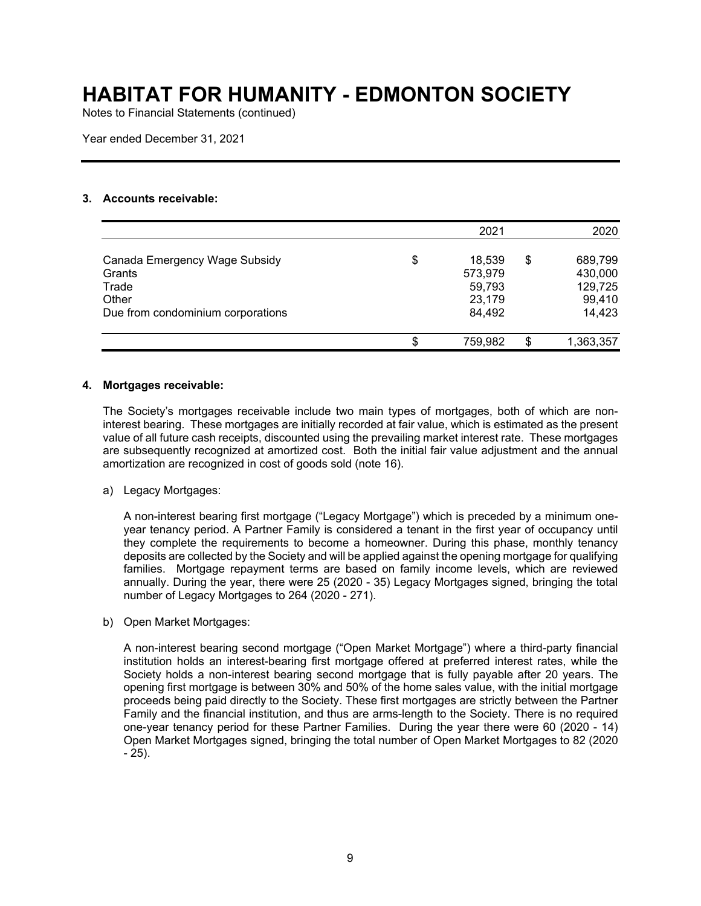# HABITAT FOR HUMANITY - EDMONTON SOCIETY

Notes to Financial Statements (continued)

Year ended December 31, 2021

### 3. Accounts receivable:

| | 2021 | 2020 |
|---|---|---|
| Canada Emergency Wage Subsidy | $ 18,539 | $ 689,799 |
| Grants | 573,979 | 430,000 |
| Trade | 59,793 | 129,725 |
| Other | 23,179 | 99,410 |
| Due from condominium corporations | 84,492 | 14,423 |
| | $ 759,982 | $ 1,363,357 |

### 4. Mortgages receivable:

The Society's mortgages receivable include two main types of mortgages, both of which are non-interest bearing. These mortgages are initially recorded at fair value, which is estimated as the present value of all future cash receipts, discounted using the prevailing market interest rate. These mortgages are subsequently recognized at amortized cost. Both the initial fair value adjustment and the annual amortization are recognized in cost of goods sold (note 16).

a) Legacy Mortgages:

A non-interest bearing first mortgage ("Legacy Mortgage") which is preceded by a minimum one-year tenancy period. A Partner Family is considered a tenant in the first year of occupancy until they complete the requirements to become a homeowner. During this phase, monthly tenancy deposits are collected by the Society and will be applied against the opening mortgage for qualifying families. Mortgage repayment terms are based on family income levels, which are reviewed annually. During the year, there were 25 (2020 - 35) Legacy Mortgages signed, bringing the total number of Legacy Mortgages to 264 (2020 - 271).

b) Open Market Mortgages:

A non-interest bearing second mortgage ("Open Market Mortgage") where a third-party financial institution holds an interest-bearing first mortgage offered at preferred interest rates, while the Society holds a non-interest bearing second mortgage that is fully payable after 20 years. The opening first mortgage is between 30% and 50% of the home sales value, with the initial mortgage proceeds being paid directly to the Society. These first mortgages are strictly between the Partner Family and the financial institution, and thus are arms-length to the Society. There is no required one-year tenancy period for these Partner Families. During the year there were 60 (2020 - 14) Open Market Mortgages signed, bringing the total number of Open Market Mortgages to 82 (2020 - 25).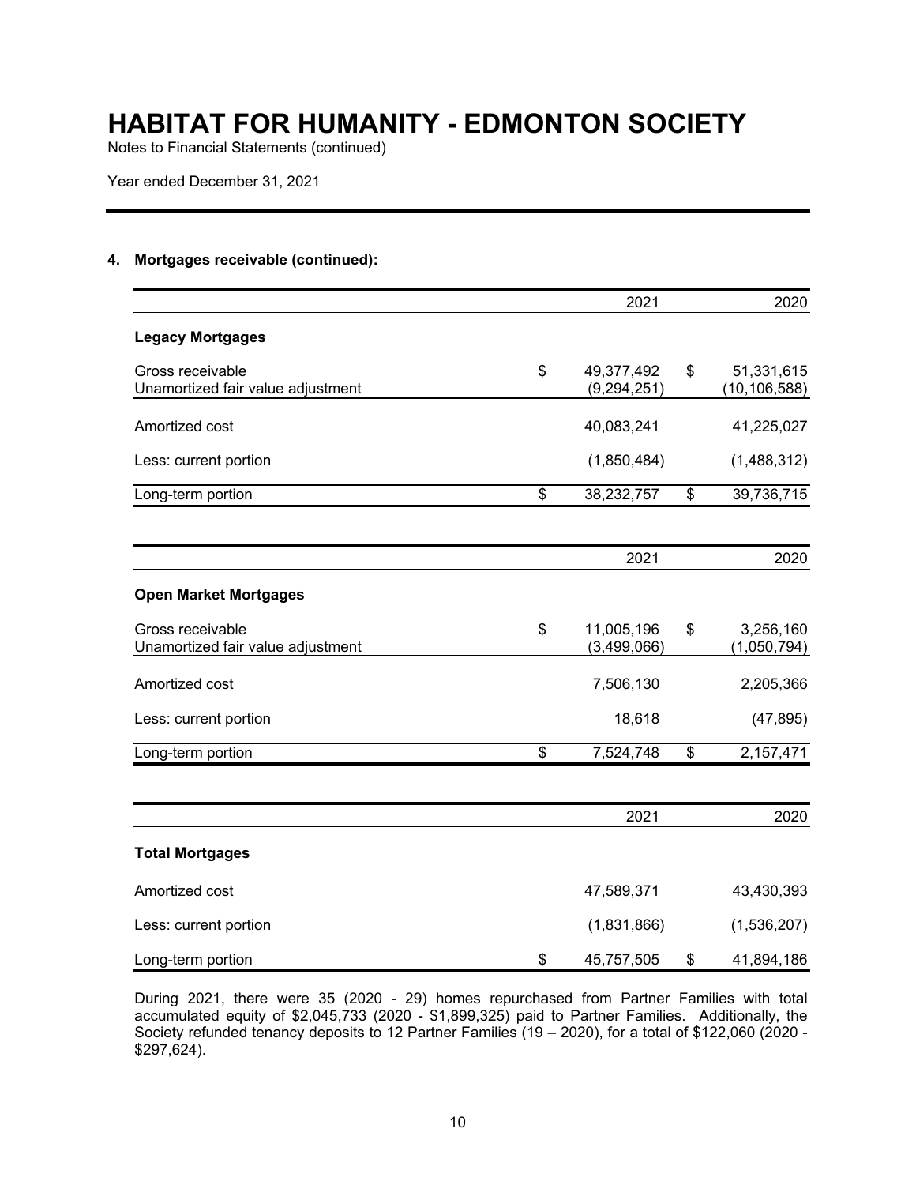# HABITAT FOR HUMANITY - EDMONTON SOCIETY

Notes to Financial Statements (continued)

Year ended December 31, 2021

### 4. Mortgages receivable (continued):

| | 2021 | 2020 |
|---|---|---|
| **Legacy Mortgages** | | |
| Gross receivable | $ 49,377,492 | $ 51,331,615 |
| Unamortized fair value adjustment | (9,294,251) | (10,106,588) |
| Amortized cost | 40,083,241 | 41,225,027 |
| Less: current portion | (1,850,484) | (1,488,312) |
| Long-term portion | $ 38,232,757 | $ 39,736,715 |

| | 2021 | 2020 |
|---|---|---|
| **Open Market Mortgages** | | |
| Gross receivable | $ 11,005,196 | $ 3,256,160 |
| Unamortized fair value adjustment | (3,499,066) | (1,050,794) |
| Amortized cost | 7,506,130 | 2,205,366 |
| Less: current portion | 18,618 | (47,895) |
| Long-term portion | $ 7,524,748 | $ 2,157,471 |

| | 2021 | 2020 |
|---|---|---|
| **Total Mortgages** | | |
| Amortized cost | 47,589,371 | 43,430,393 |
| Less: current portion | (1,831,866) | (1,536,207) |
| Long-term portion | $ 45,757,505 | $ 41,894,186 |

During 2021, there were 35 (2020 - 29) homes repurchased from Partner Families with total accumulated equity of $2,045,733 (2020 - $1,899,325) paid to Partner Families. Additionally, the Society refunded tenancy deposits to 12 Partner Families (19 – 2020), for a total of $122,060 (2020 - $297,624).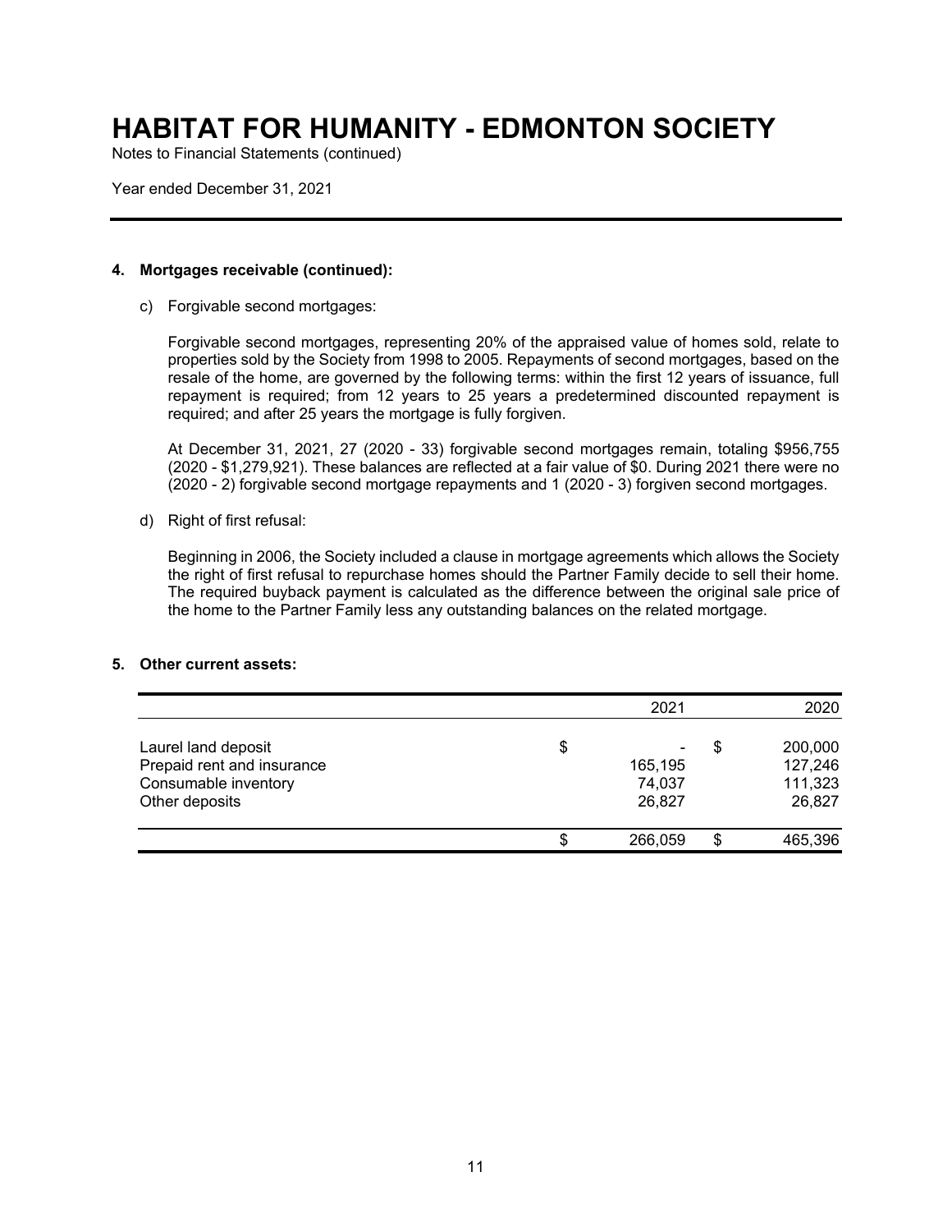# HABITAT FOR HUMANITY - EDMONTON SOCIETY

Notes to Financial Statements (continued)

Year ended December 31, 2021

## 4. Mortgages receivable (continued):

c) Forgivable second mortgages:

Forgivable second mortgages, representing 20% of the appraised value of homes sold, relate to properties sold by the Society from 1998 to 2005. Repayments of second mortgages, based on the resale of the home, are governed by the following terms: within the first 12 years of issuance, full repayment is required; from 12 years to 25 years a predetermined discounted repayment is required; and after 25 years the mortgage is fully forgiven.

At December 31, 2021, 27 (2020 - 33) forgivable second mortgages remain, totaling $956,755 (2020 - $1,279,921). These balances are reflected at a fair value of $0. During 2021 there were no (2020 - 2) forgivable second mortgage repayments and 1 (2020 - 3) forgiven second mortgages.

d) Right of first refusal:

Beginning in 2006, the Society included a clause in mortgage agreements which allows the Society the right of first refusal to repurchase homes should the Partner Family decide to sell their home. The required buyback payment is calculated as the difference between the original sale price of the home to the Partner Family less any outstanding balances on the related mortgage.

## 5. Other current assets:

| | 2021 | 2020 |
|---|---|---|
| Laurel land deposit | $ - | $ 200,000 |
| Prepaid rent and insurance | 165,195 | 127,246 |
| Consumable inventory | 74,037 | 111,323 |
| Other deposits | 26,827 | 26,827 |
| | $ 266,059 | $ 465,396 |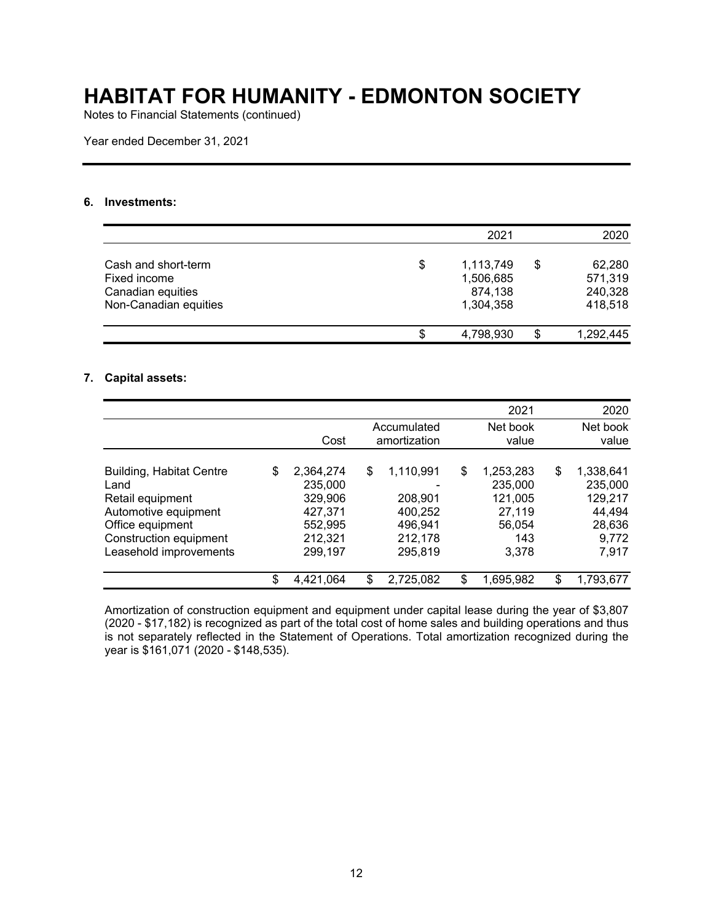# HABITAT FOR HUMANITY - EDMONTON SOCIETY

Notes to Financial Statements (continued)

Year ended December 31, 2021

### 6. Investments:

| | 2021 | 2020 |
|---|---|---|
| Cash and short-term | $ 1,113,749 | $ 62,280 |
| Fixed income | 1,506,685 | 571,319 |
| Canadian equities | 874,138 | 240,328 |
| Non-Canadian equities | 1,304,358 | 418,518 |
| | $ 4,798,930 | $ 1,292,445 |

### 7. Capital assets:

| | | | 2021 | 2020 |
|---|---|---|---|---|
| | Cost | Accumulated amortization | Net book value | Net book value |
| Building, Habitat Centre | $ 2,364,274 | $ 1,110,991 | $ 1,253,283 | $ 1,338,641 |
| Land | 235,000 | - | 235,000 | 235,000 |
| Retail equipment | 329,906 | 208,901 | 121,005 | 129,217 |
| Automotive equipment | 427,371 | 400,252 | 27,119 | 44,494 |
| Office equipment | 552,995 | 496,941 | 56,054 | 28,636 |
| Construction equipment | 212,321 | 212,178 | 143 | 9,772 |
| Leasehold improvements | 299,197 | 295,819 | 3,378 | 7,917 |
| | $ 4,421,064 | $ 2,725,082 | $ 1,695,982 | $ 1,793,677 |

Amortization of construction equipment and equipment under capital lease during the year of $3,807 (2020 - $17,182) is recognized as part of the total cost of home sales and building operations and thus is not separately reflected in the Statement of Operations. Total amortization recognized during the year is $161,071 (2020 - $148,535).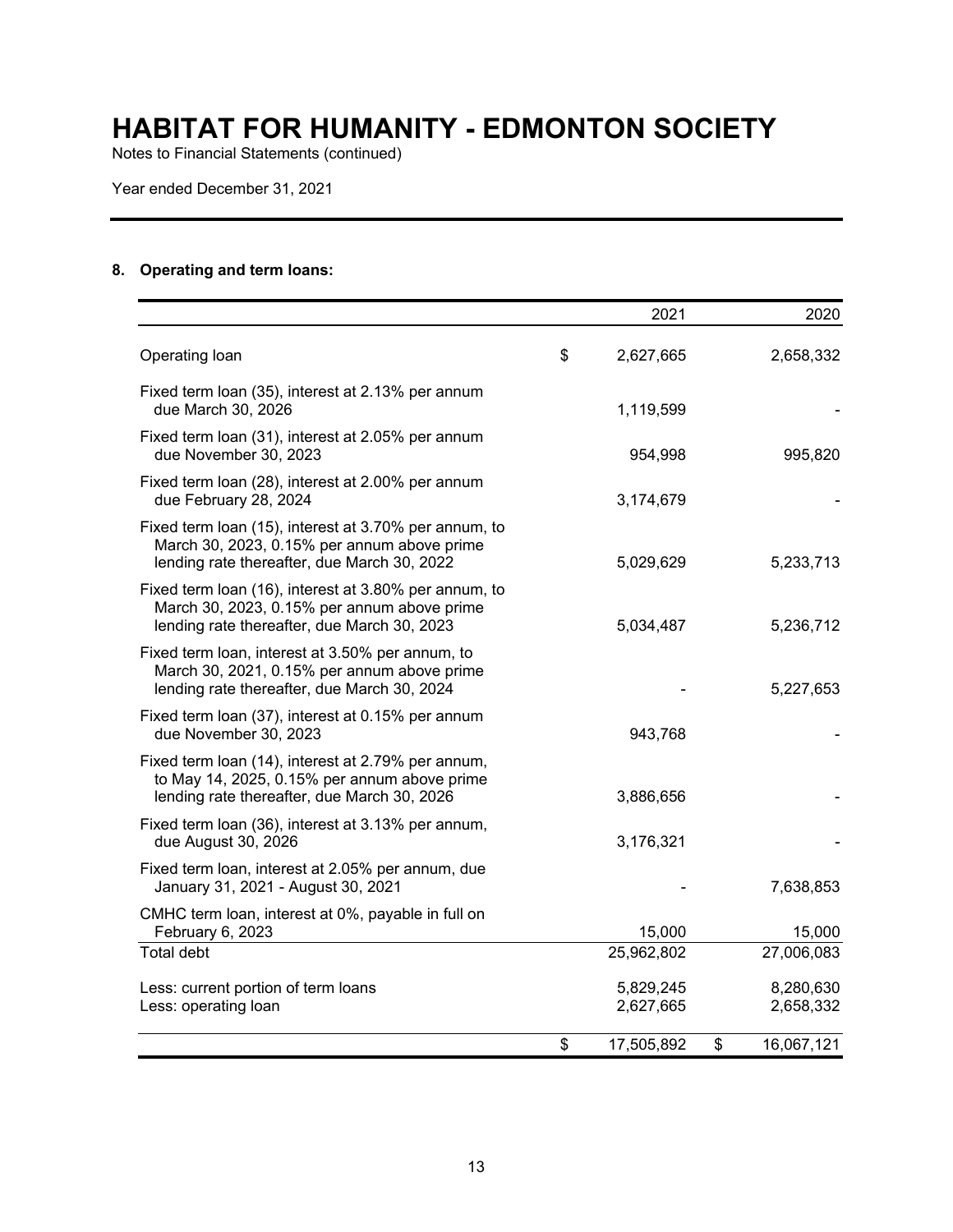# HABITAT FOR HUMANITY - EDMONTON SOCIETY

Notes to Financial Statements (continued)

Year ended December 31, 2021

## 8. Operating and term loans:

| | 2021 | 2020 |
|---|---|---|
| Operating loan | $ 2,627,665 | 2,658,332 |
| Fixed term loan (35), interest at 2.13% per annum due March 30, 2026 | 1,119,599 | - |
| Fixed term loan (31), interest at 2.05% per annum due November 30, 2023 | 954,998 | 995,820 |
| Fixed term loan (28), interest at 2.00% per annum due February 28, 2024 | 3,174,679 | - |
| Fixed term loan (15), interest at 3.70% per annum, to March 30, 2023, 0.15% per annum above prime lending rate thereafter, due March 30, 2022 | 5,029,629 | 5,233,713 |
| Fixed term loan (16), interest at 3.80% per annum, to March 30, 2023, 0.15% per annum above prime lending rate thereafter, due March 30, 2023 | 5,034,487 | 5,236,712 |
| Fixed term loan, interest at 3.50% per annum, to March 30, 2021, 0.15% per annum above prime lending rate thereafter, due March 30, 2024 | - | 5,227,653 |
| Fixed term loan (37), interest at 0.15% per annum due November 30, 2023 | 943,768 | - |
| Fixed term loan (14), interest at 2.79% per annum, to May 14, 2025, 0.15% per annum above prime lending rate thereafter, due March 30, 2026 | 3,886,656 | - |
| Fixed term loan (36), interest at 3.13% per annum, due August 30, 2026 | 3,176,321 | - |
| Fixed term loan, interest at 2.05% per annum, due January 31, 2021 - August 30, 2021 | - | 7,638,853 |
| CMHC term loan, interest at 0%, payable in full on February 6, 2023 | 15,000 | 15,000 |
| Total debt | 25,962,802 | 27,006,083 |
| Less: current portion of term loans | 5,829,245 | 8,280,630 |
| Less: operating loan | 2,627,665 | 2,658,332 |
| | $ 17,505,892 | $ 16,067,121 |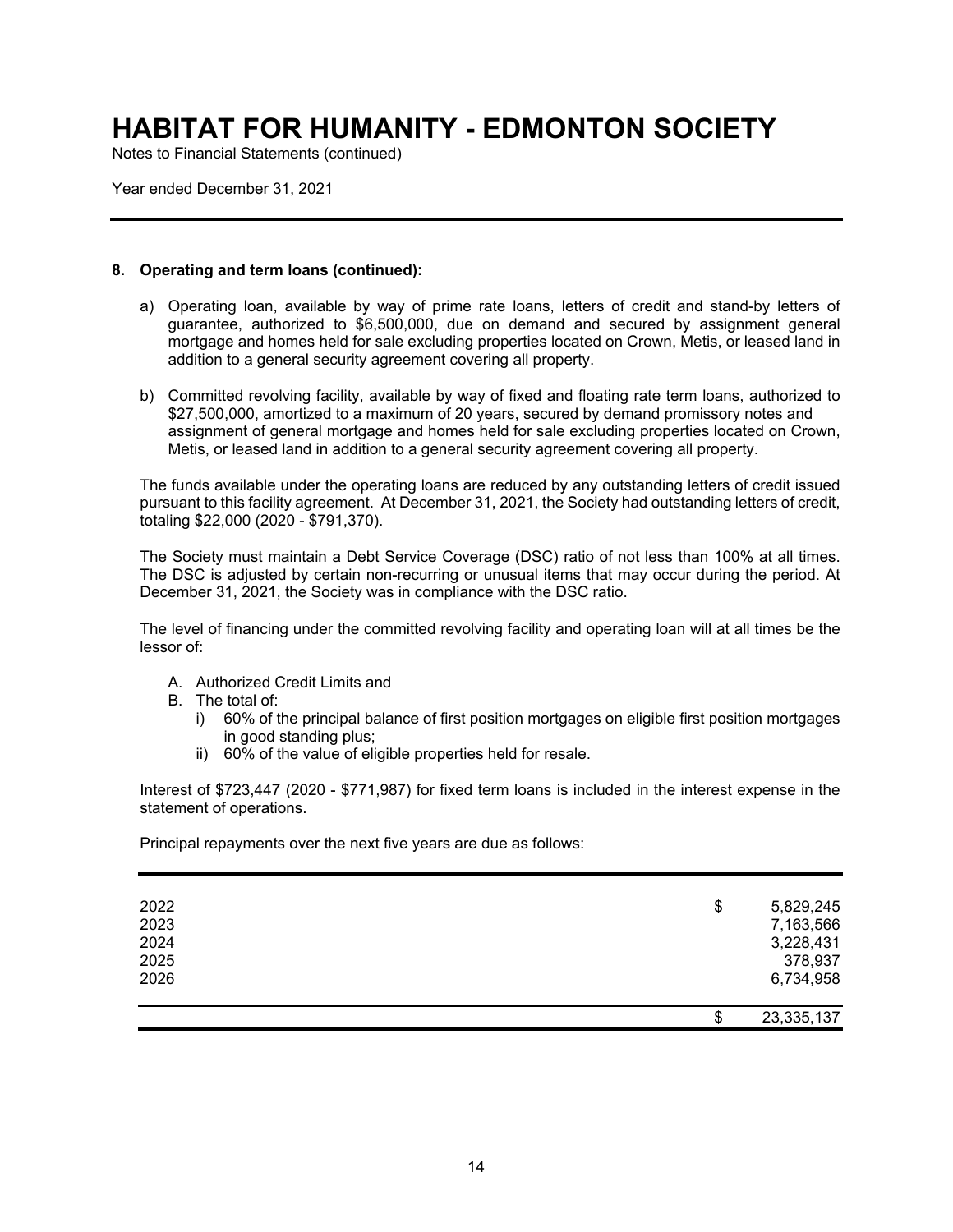# HABITAT FOR HUMANITY - EDMONTON SOCIETY

Notes to Financial Statements (continued)

Year ended December 31, 2021

**8. Operating and term loans (continued):**

a) Operating loan, available by way of prime rate loans, letters of credit and stand-by letters of guarantee, authorized to $6,500,000, due on demand and secured by assignment general mortgage and homes held for sale excluding properties located on Crown, Metis, or leased land in addition to a general security agreement covering all property.

b) Committed revolving facility, available by way of fixed and floating rate term loans, authorized to $27,500,000, amortized to a maximum of 20 years, secured by demand promissory notes and assignment of general mortgage and homes held for sale excluding properties located on Crown, Metis, or leased land in addition to a general security agreement covering all property.

The funds available under the operating loans are reduced by any outstanding letters of credit issued pursuant to this facility agreement. At December 31, 2021, the Society had outstanding letters of credit, totaling $22,000 (2020 - $791,370).

The Society must maintain a Debt Service Coverage (DSC) ratio of not less than 100% at all times. The DSC is adjusted by certain non-recurring or unusual items that may occur during the period. At December 31, 2021, the Society was in compliance with the DSC ratio.

The level of financing under the committed revolving facility and operating loan will at all times be the lessor of:

A. Authorized Credit Limits and
B. The total of:
   i) 60% of the principal balance of first position mortgages on eligible first position mortgages in good standing plus;
   ii) 60% of the value of eligible properties held for resale.

Interest of $723,447 (2020 - $771,987) for fixed term loans is included in the interest expense in the statement of operations.

Principal repayments over the next five years are due as follows:

| | |
|---|---|
| 2022 | $ 5,829,245 |
| 2023 | 7,163,566 |
| 2024 | 3,228,431 |
| 2025 | 378,937 |
| 2026 | 6,734,958 |
| | $ 23,335,137 |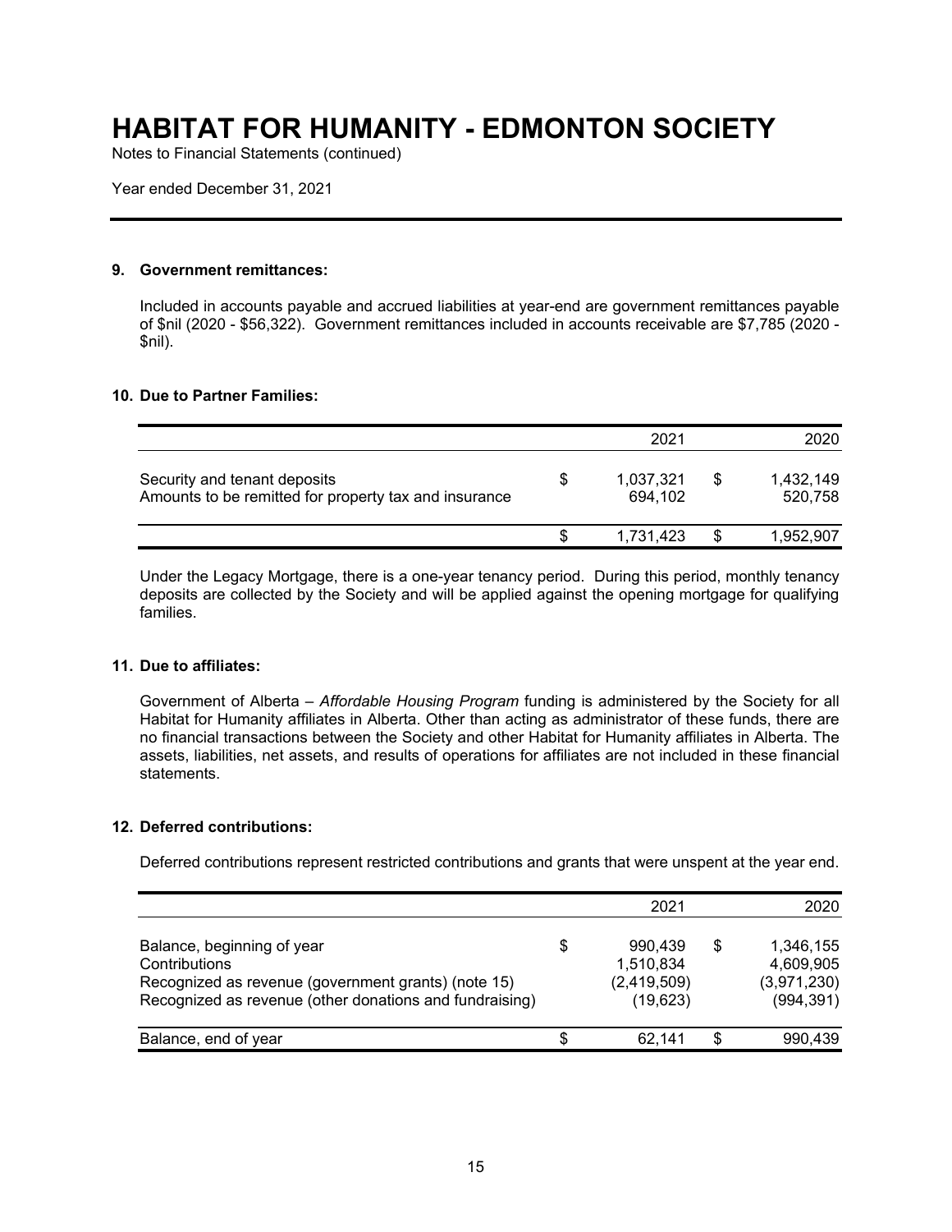### 9. Government remittances:

Included in accounts payable and accrued liabilities at year-end are government remittances payable of $nil (2020 - $56,322). Government remittances included in accounts receivable are $7,785 (2020 - $nil).

### 10. Due to Partner Families:

| | 2021 | 2020 |
|---|---|---|
| Security and tenant deposits | $ 1,037,321 | $ 1,432,149 |
| Amounts to be remitted for property tax and insurance | 694,102 | 520,758 |
| | $ 1,731,423 | $ 1,952,907 |

Under the Legacy Mortgage, there is a one-year tenancy period. During this period, monthly tenancy deposits are collected by the Society and will be applied against the opening mortgage for qualifying families.

### 11. Due to affiliates:

Government of Alberta – *Affordable Housing Program* funding is administered by the Society for all Habitat for Humanity affiliates in Alberta. Other than acting as administrator of these funds, there are no financial transactions between the Society and other Habitat for Humanity affiliates in Alberta. The assets, liabilities, net assets, and results of operations for affiliates are not included in these financial statements.

### 12. Deferred contributions:

Deferred contributions represent restricted contributions and grants that were unspent at the year end.

| | 2021 | 2020 |
|---|---|---|
| Balance, beginning of year | $ 990,439 | $ 1,346,155 |
| Contributions | 1,510,834 | 4,609,905 |
| Recognized as revenue (government grants) (note 15) | (2,419,509) | (3,971,230) |
| Recognized as revenue (other donations and fundraising) | (19,623) | (994,391) |
| Balance, end of year | $ 62,141 | $ 990,439 |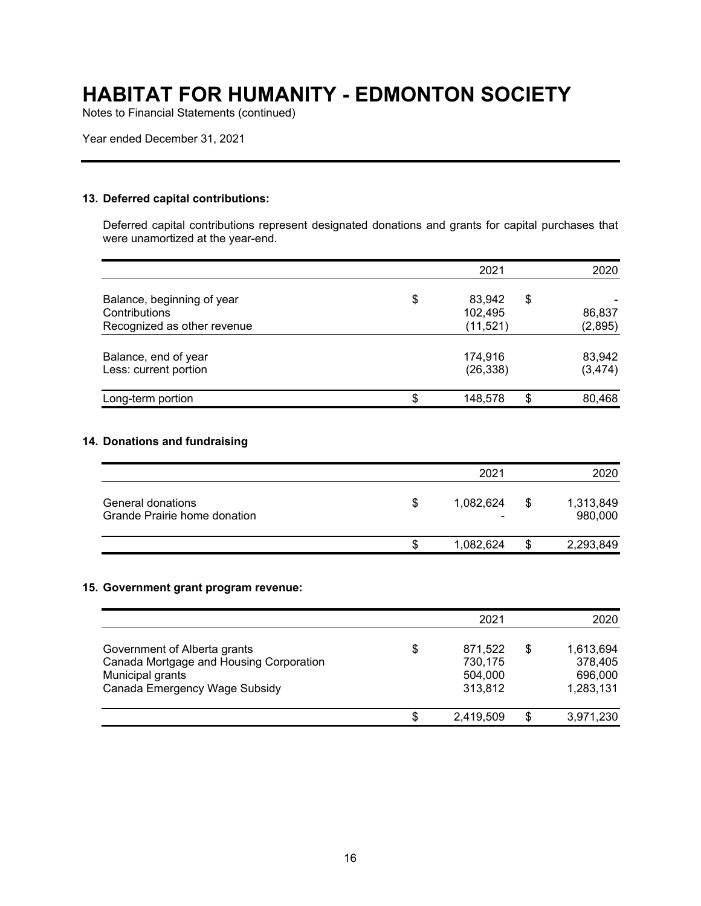# HABITAT FOR HUMANITY - EDMONTON SOCIETY

Notes to Financial Statements (continued)

Year ended December 31, 2021

### 13. Deferred capital contributions:

Deferred capital contributions represent designated donations and grants for capital purchases that were unamortized at the year-end.

| | 2021 | 2020 |
|---|---|---|
| Balance, beginning of year | $ 83,942 | $ - |
| Contributions | 102,495 | 86,837 |
| Recognized as other revenue | (11,521) | (2,895) |
| Balance, end of year | 174,916 | 83,942 |
| Less: current portion | (26,338) | (3,474) |
| Long-term portion | $ 148,578 | $ 80,468 |

### 14. Donations and fundraising

| | 2021 | 2020 |
|---|---|---|
| General donations | $ 1,082,624 | $ 1,313,849 |
| Grande Prairie home donation | - | 980,000 |
| | $ 1,082,624 | $ 2,293,849 |

### 15. Government grant program revenue:

| | 2021 | 2020 |
|---|---|---|
| Government of Alberta grants | $ 871,522 | $ 1,613,694 |
| Canada Mortgage and Housing Corporation | 730,175 | 378,405 |
| Municipal grants | 504,000 | 696,000 |
| Canada Emergency Wage Subsidy | 313,812 | 1,283,131 |
| | $ 2,419,509 | $ 3,971,230 |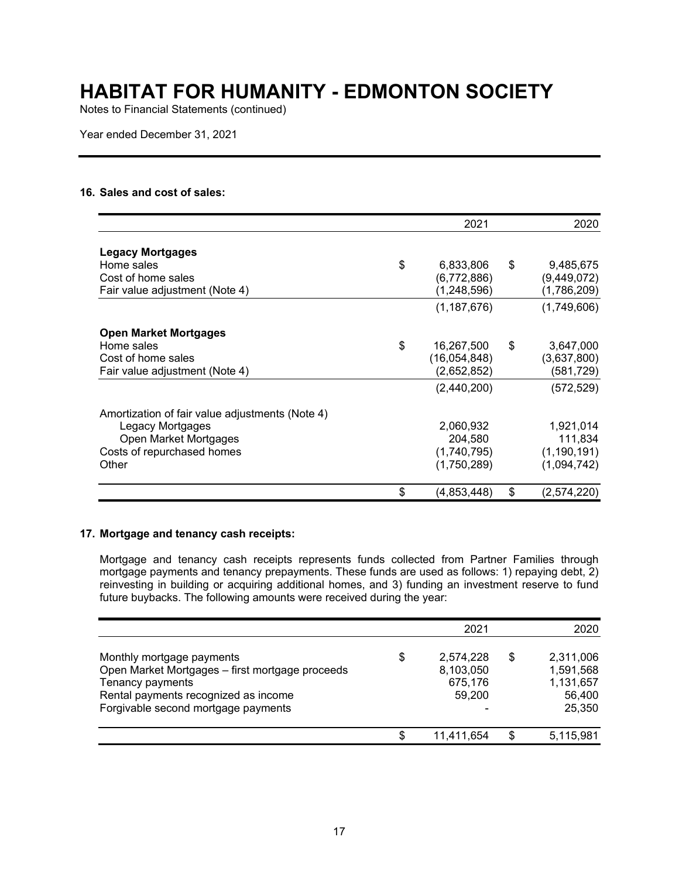# HABITAT FOR HUMANITY - EDMONTON SOCIETY

Notes to Financial Statements (continued)

Year ended December 31, 2021

### 16. Sales and cost of sales:

| | 2021 | 2020 |
|---|---|---|
| **Legacy Mortgages** | | |
| Home sales | $ 6,833,806 | $ 9,485,675 |
| Cost of home sales | (6,772,886) | (9,449,072) |
| Fair value adjustment (Note 4) | (1,248,596) | (1,786,209) |
| | (1,187,676) | (1,749,606) |
| **Open Market Mortgages** | | |
| Home sales | $ 16,267,500 | $ 3,647,000 |
| Cost of home sales | (16,054,848) | (3,637,800) |
| Fair value adjustment (Note 4) | (2,652,852) | (581,729) |
| | (2,440,200) | (572,529) |
| Amortization of fair value adjustments (Note 4) | | |
| Legacy Mortgages | 2,060,932 | 1,921,014 |
| Open Market Mortgages | 204,580 | 111,834 |
| Costs of repurchased homes | (1,740,795) | (1,190,191) |
| Other | (1,750,289) | (1,094,742) |
| | $ (4,853,448) | $ (2,574,220) |

### 17. Mortgage and tenancy cash receipts:

Mortgage and tenancy cash receipts represents funds collected from Partner Families through mortgage payments and tenancy prepayments. These funds are used as follows: 1) repaying debt, 2) reinvesting in building or acquiring additional homes, and 3) funding an investment reserve to fund future buybacks. The following amounts were received during the year:

| | 2021 | 2020 |
|---|---|---|
| Monthly mortgage payments | $ 2,574,228 | $ 2,311,006 |
| Open Market Mortgages – first mortgage proceeds | 8,103,050 | 1,591,568 |
| Tenancy payments | 675,176 | 1,131,657 |
| Rental payments recognized as income | 59,200 | 56,400 |
| Forgivable second mortgage payments | - | 25,350 |
| | $ 11,411,654 | $ 5,115,981 |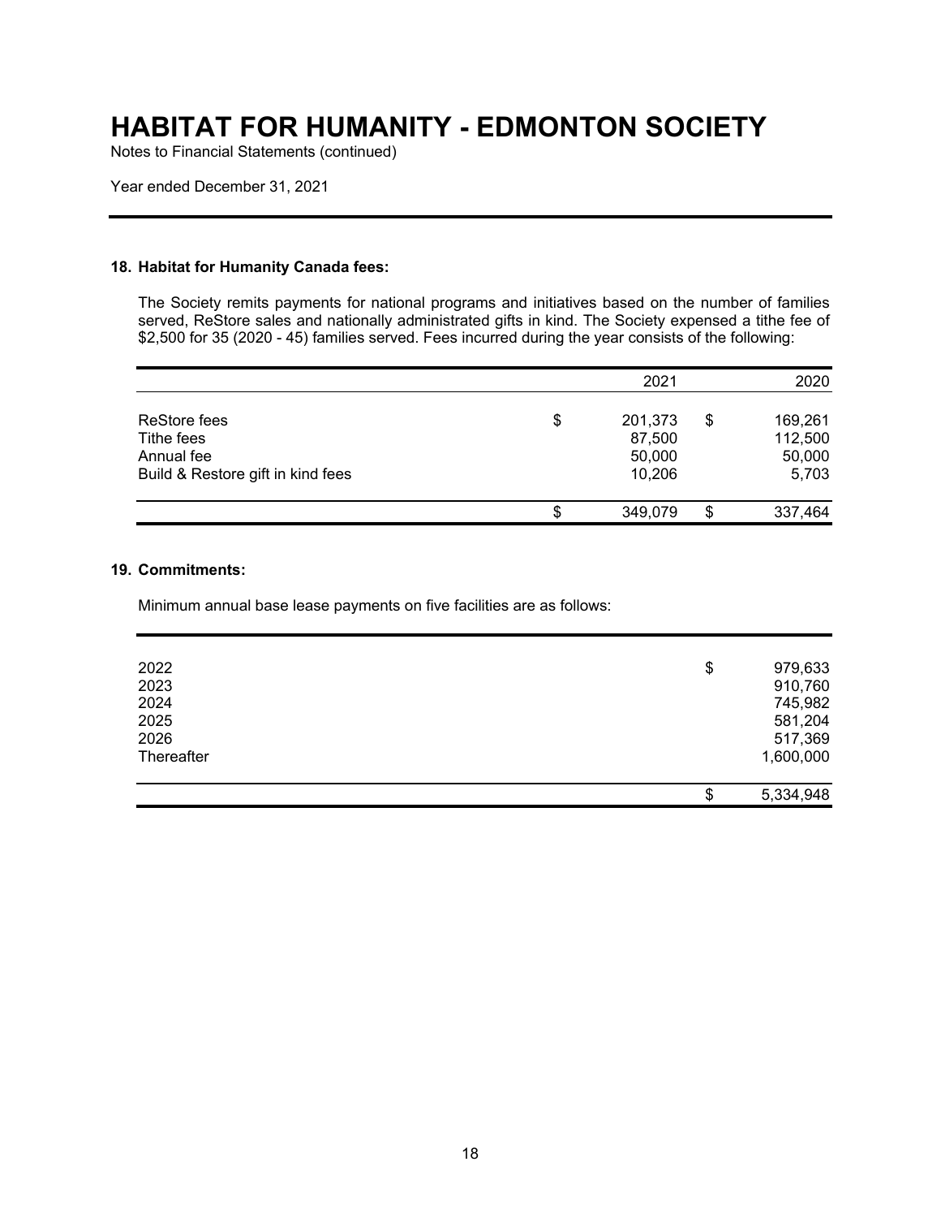# HABITAT FOR HUMANITY - EDMONTON SOCIETY

Notes to Financial Statements (continued)

Year ended December 31, 2021

## 18. Habitat for Humanity Canada fees:

The Society remits payments for national programs and initiatives based on the number of families served, ReStore sales and nationally administrated gifts in kind. The Society expensed a tithe fee of $2,500 for 35 (2020 - 45) families served. Fees incurred during the year consists of the following:

| | 2021 | 2020 |
|---|---|---|
| ReStore fees | $ 201,373 | $ 169,261 |
| Tithe fees | 87,500 | 112,500 |
| Annual fee | 50,000 | 50,000 |
| Build & Restore gift in kind fees | 10,206 | 5,703 |
| | $ 349,079 | $ 337,464 |

## 19. Commitments:

Minimum annual base lease payments on five facilities are as follows:

| | |
|---|---|
| 2022 | $ 979,633 |
| 2023 | 910,760 |
| 2024 | 745,982 |
| 2025 | 581,204 |
| 2026 | 517,369 |
| Thereafter | 1,600,000 |
| | $ 5,334,948 |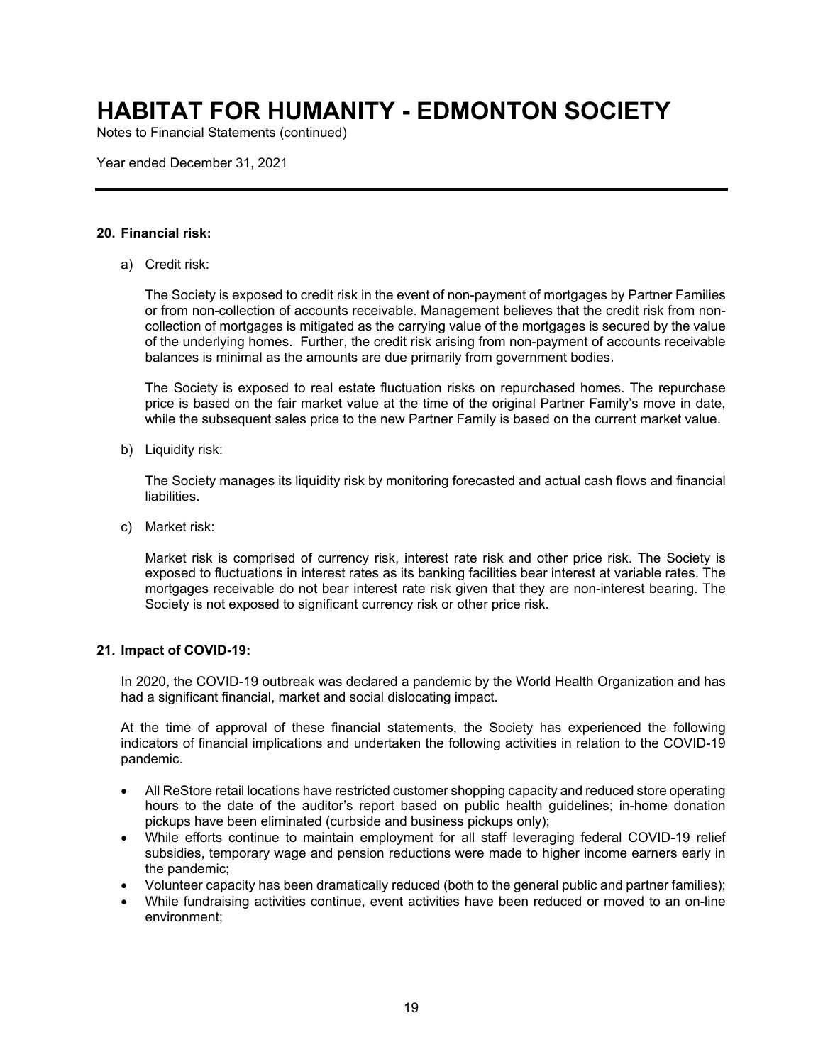# HABITAT FOR HUMANITY - EDMONTON SOCIETY

Notes to Financial Statements (continued)

Year ended December 31, 2021

## 20. Financial risk:

a) Credit risk:

The Society is exposed to credit risk in the event of non-payment of mortgages by Partner Families or from non-collection of accounts receivable. Management believes that the credit risk from non-collection of mortgages is mitigated as the carrying value of the mortgages is secured by the value of the underlying homes. Further, the credit risk arising from non-payment of accounts receivable balances is minimal as the amounts are due primarily from government bodies.

The Society is exposed to real estate fluctuation risks on repurchased homes. The repurchase price is based on the fair market value at the time of the original Partner Family's move in date, while the subsequent sales price to the new Partner Family is based on the current market value.

b) Liquidity risk:

The Society manages its liquidity risk by monitoring forecasted and actual cash flows and financial liabilities.

c) Market risk:

Market risk is comprised of currency risk, interest rate risk and other price risk. The Society is exposed to fluctuations in interest rates as its banking facilities bear interest at variable rates. The mortgages receivable do not bear interest rate risk given that they are non-interest bearing. The Society is not exposed to significant currency risk or other price risk.

## 21. Impact of COVID-19:

In 2020, the COVID-19 outbreak was declared a pandemic by the World Health Organization and has had a significant financial, market and social dislocating impact.

At the time of approval of these financial statements, the Society has experienced the following indicators of financial implications and undertaken the following activities in relation to the COVID-19 pandemic.

- All ReStore retail locations have restricted customer shopping capacity and reduced store operating hours to the date of the auditor's report based on public health guidelines; in-home donation pickups have been eliminated (curbside and business pickups only);
- While efforts continue to maintain employment for all staff leveraging federal COVID-19 relief subsidies, temporary wage and pension reductions were made to higher income earners early in the pandemic;
- Volunteer capacity has been dramatically reduced (both to the general public and partner families);
- While fundraising activities continue, event activities have been reduced or moved to an on-line environment;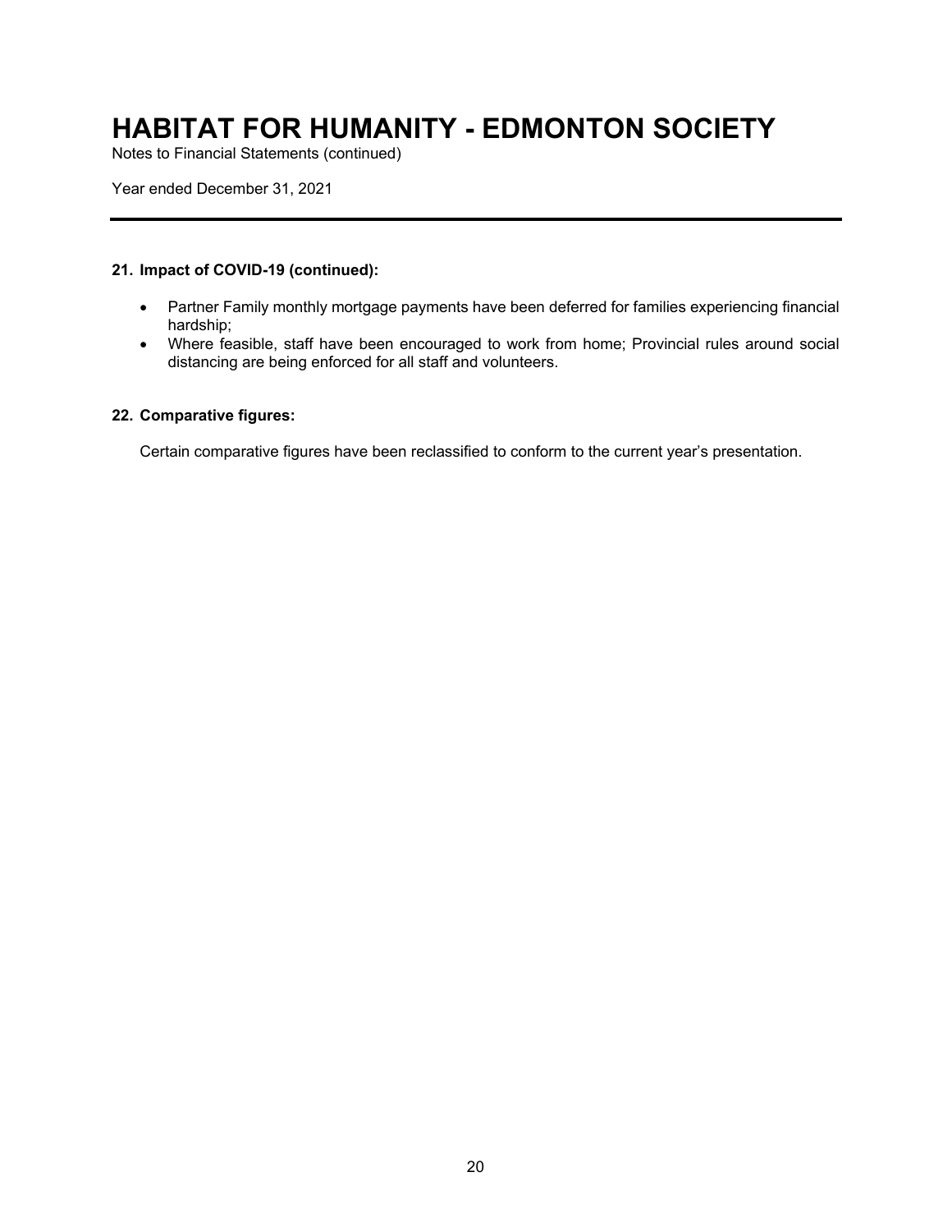### 21. Impact of COVID-19 (continued):

- Partner Family monthly mortgage payments have been deferred for families experiencing financial hardship;
- Where feasible, staff have been encouraged to work from home; Provincial rules around social distancing are being enforced for all staff and volunteers.

### 22. Comparative figures:

Certain comparative figures have been reclassified to conform to the current year's presentation.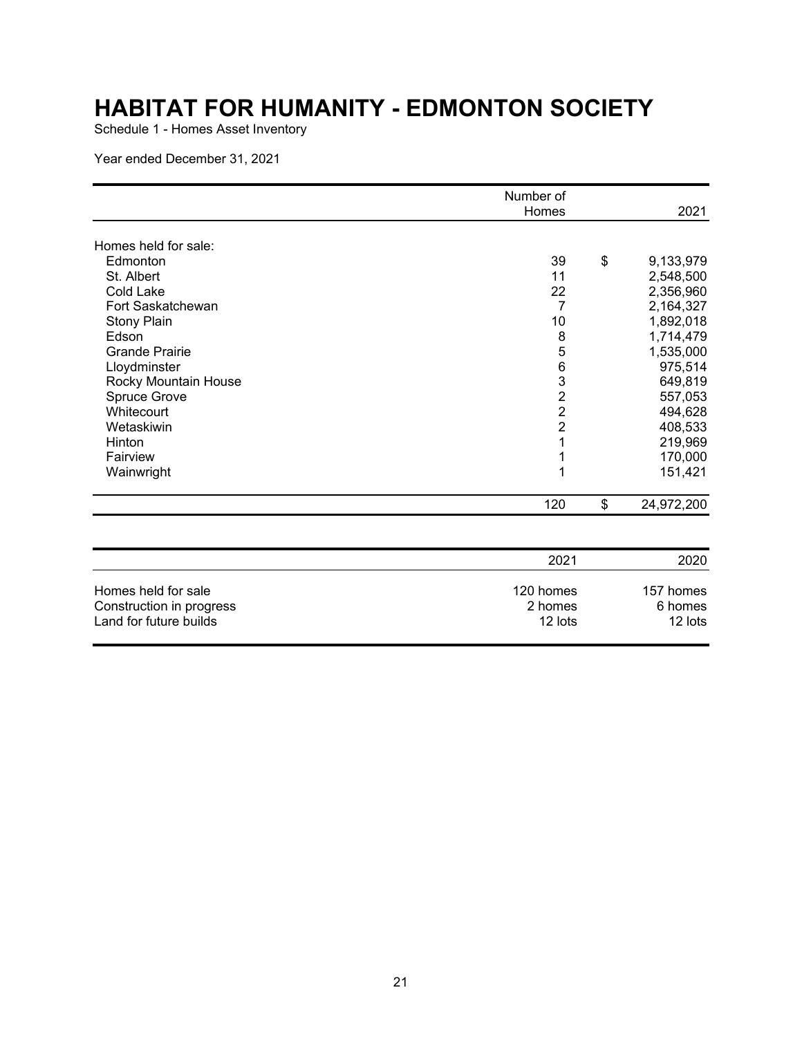# HABITAT FOR HUMANITY - EDMONTON SOCIETY

Schedule 1 - Homes Asset Inventory

Year ended December 31, 2021

| | Number of Homes | 2021 |
|---|---|---|
| Homes held for sale: | | |
| Edmonton | 39 | $ 9,133,979 |
| St. Albert | 11 | 2,548,500 |
| Cold Lake | 22 | 2,356,960 |
| Fort Saskatchewan | 7 | 2,164,327 |
| Stony Plain | 10 | 1,892,018 |
| Edson | 8 | 1,714,479 |
| Grande Prairie | 5 | 1,535,000 |
| Lloydminster | 6 | 975,514 |
| Rocky Mountain House | 3 | 649,819 |
| Spruce Grove | 2 | 557,053 |
| Whitecourt | 2 | 494,628 |
| Wetaskiwin | 2 | 408,533 |
| Hinton | 1 | 219,969 |
| Fairview | 1 | 170,000 |
| Wainwright | 1 | 151,421 |
| | 120 | $ 24,972,200 |

| | 2021 | 2020 |
|---|---|---|
| Homes held for sale | 120 homes | 157 homes |
| Construction in progress | 2 homes | 6 homes |
| Land for future builds | 12 lots | 12 lots |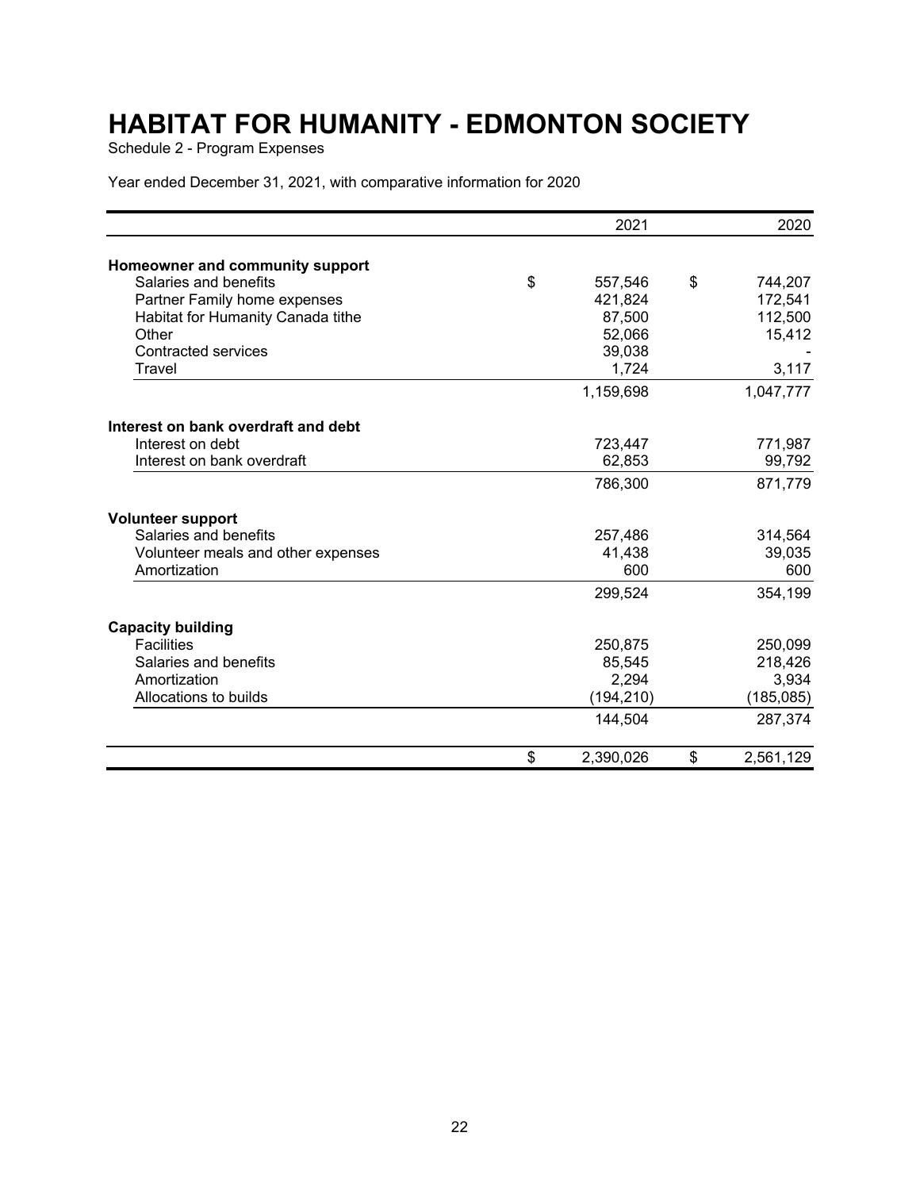# HABITAT FOR HUMANITY - EDMONTON SOCIETY

Schedule 2 - Program Expenses

Year ended December 31, 2021, with comparative information for 2020

| | 2021 | 2020 |
|---|---|---|
| **Homeowner and community support** | | |
| Salaries and benefits | $ 557,546 | $ 744,207 |
| Partner Family home expenses | 421,824 | 172,541 |
| Habitat for Humanity Canada tithe | 87,500 | 112,500 |
| Other | 52,066 | 15,412 |
| Contracted services | 39,038 | - |
| Travel | 1,724 | 3,117 |
| | 1,159,698 | 1,047,777 |
| **Interest on bank overdraft and debt** | | |
| Interest on debt | 723,447 | 771,987 |
| Interest on bank overdraft | 62,853 | 99,792 |
| | 786,300 | 871,779 |
| **Volunteer support** | | |
| Salaries and benefits | 257,486 | 314,564 |
| Volunteer meals and other expenses | 41,438 | 39,035 |
| Amortization | 600 | 600 |
| | 299,524 | 354,199 |
| **Capacity building** | | |
| Facilities | 250,875 | 250,099 |
| Salaries and benefits | 85,545 | 218,426 |
| Amortization | 2,294 | 3,934 |
| Allocations to builds | (194,210) | (185,085) |
| | 144,504 | 287,374 |
| | $ 2,390,026 | $ 2,561,129 |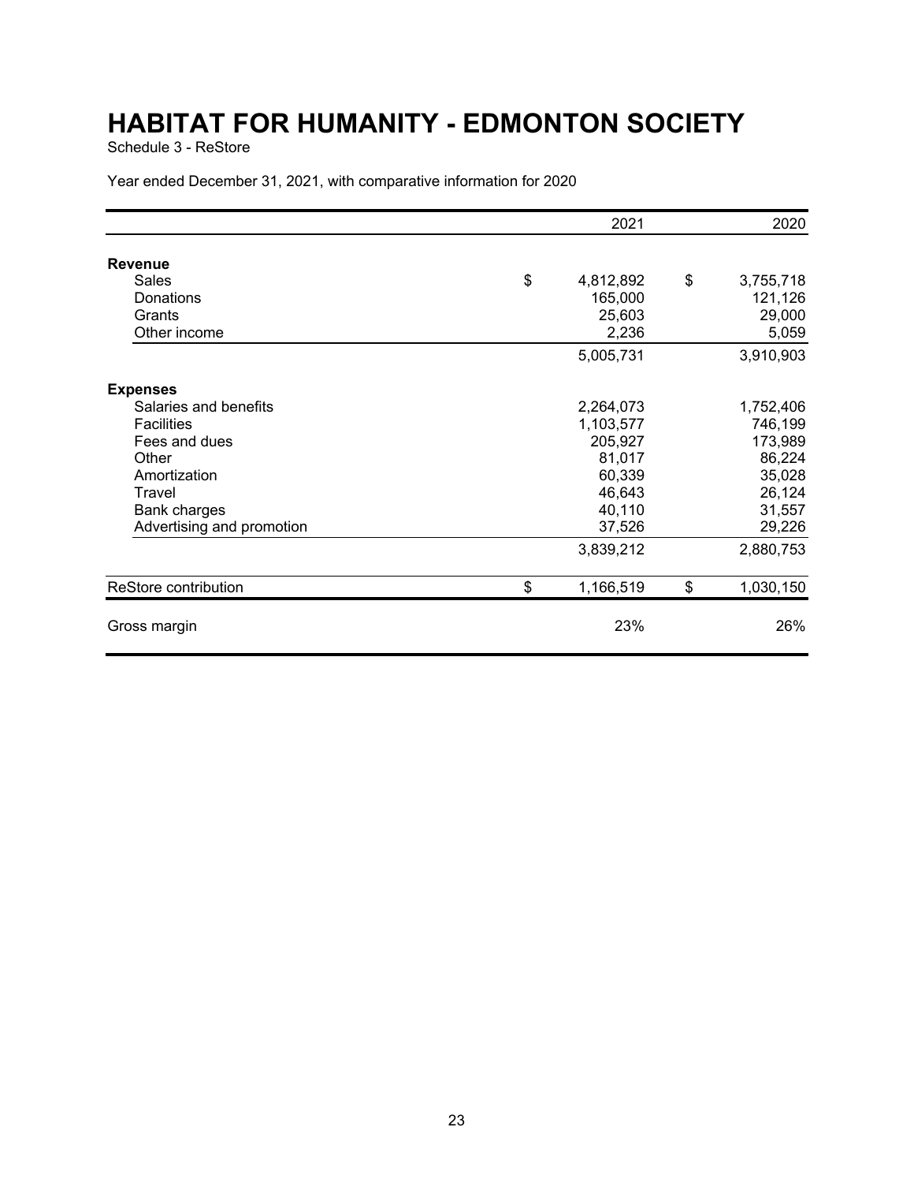# HABITAT FOR HUMANITY - EDMONTON SOCIETY

Schedule 3 - ReStore

Year ended December 31, 2021, with comparative information for 2020

| | 2021 | 2020 |
|---|---|---|
| **Revenue** | | |
| Sales | $ 4,812,892 | $ 3,755,718 |
| Donations | 165,000 | 121,126 |
| Grants | 25,603 | 29,000 |
| Other income | 2,236 | 5,059 |
| | 5,005,731 | 3,910,903 |
| **Expenses** | | |
| Salaries and benefits | 2,264,073 | 1,752,406 |
| Facilities | 1,103,577 | 746,199 |
| Fees and dues | 205,927 | 173,989 |
| Other | 81,017 | 86,224 |
| Amortization | 60,339 | 35,028 |
| Travel | 46,643 | 26,124 |
| Bank charges | 40,110 | 31,557 |
| Advertising and promotion | 37,526 | 29,226 |
| | 3,839,212 | 2,880,753 |
| ReStore contribution | $ 1,166,519 | $ 1,030,150 |
| Gross margin | 23% | 26% |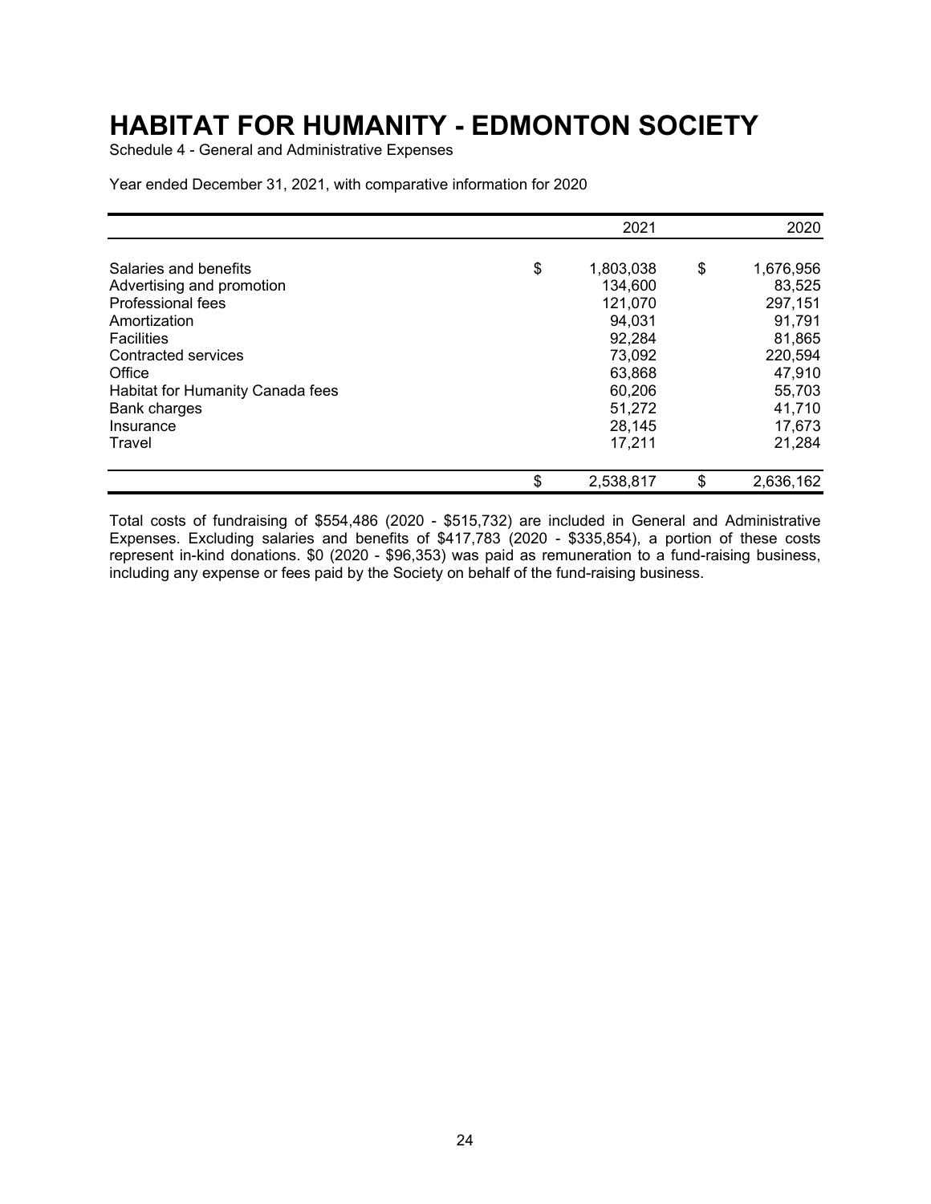# HABITAT FOR HUMANITY - EDMONTON SOCIETY

Schedule 4 - General and Administrative Expenses

Year ended December 31, 2021, with comparative information for 2020

| | 2021 | 2020 |
|---|---|---|
| Salaries and benefits | $ 1,803,038 | $ 1,676,956 |
| Advertising and promotion | 134,600 | 83,525 |
| Professional fees | 121,070 | 297,151 |
| Amortization | 94,031 | 91,791 |
| Facilities | 92,284 | 81,865 |
| Contracted services | 73,092 | 220,594 |
| Office | 63,868 | 47,910 |
| Habitat for Humanity Canada fees | 60,206 | 55,703 |
| Bank charges | 51,272 | 41,710 |
| Insurance | 28,145 | 17,673 |
| Travel | 17,211 | 21,284 |
| | $ 2,538,817 | $ 2,636,162 |

Total costs of fundraising of $554,486 (2020 - $515,732) are included in General and Administrative Expenses. Excluding salaries and benefits of $417,783 (2020 - $335,854), a portion of these costs represent in-kind donations. $0 (2020 - $96,353) was paid as remuneration to a fund-raising business, including any expense or fees paid by the Society on behalf of the fund-raising business.